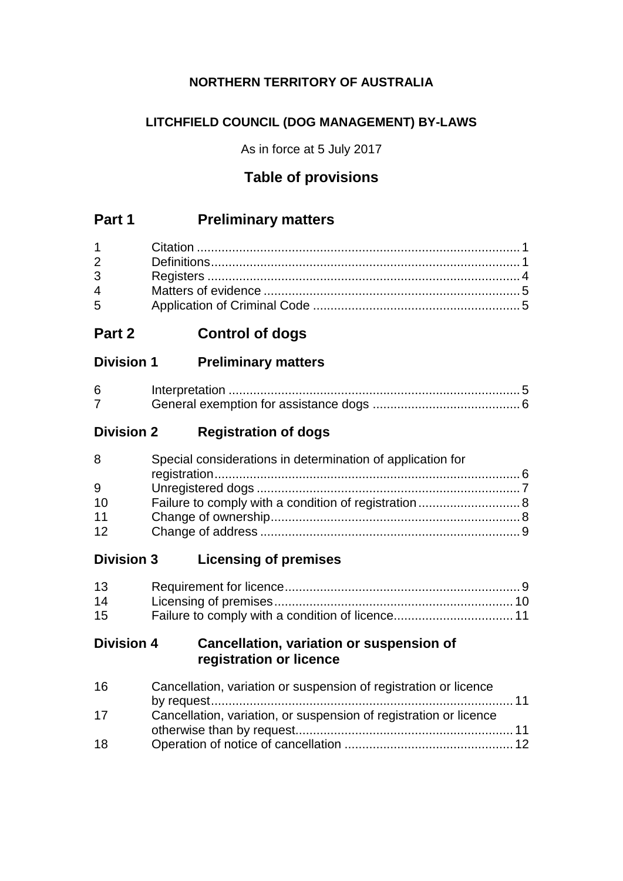**NORTHERN TERRITORY OF AUSTRALIA**

**LITCHFIELD COUNCIL (DOG MANAGEMENT) BY-LAWS**

As in force at 5 July 2017

## Table of provisions

## Part 1 Preliminary matters

1 Citation ... 1
2 Definitions ... 1
3 Registers ... 4
4 Matters of evidence ... 5
5 Application of Criminal Code ... 5

## Part 2 Control of dogs

### Division 1 Preliminary matters

6 Interpretation ... 5
7 General exemption for assistance dogs ... 6

### Division 2 Registration of dogs

8 Special considerations in determination of application for registration ... 6
9 Unregistered dogs ... 7
10 Failure to comply with a condition of registration ... 8
11 Change of ownership ... 8
12 Change of address ... 9

### Division 3 Licensing of premises

13 Requirement for licence ... 9
14 Licensing of premises ... 10
15 Failure to comply with a condition of licence ... 11

### Division 4 Cancellation, variation or suspension of registration or licence

16 Cancellation, variation or suspension of registration or licence by request ... 11
17 Cancellation, variation, or suspension of registration or licence otherwise than by request ... 11
18 Operation of notice of cancellation ... 12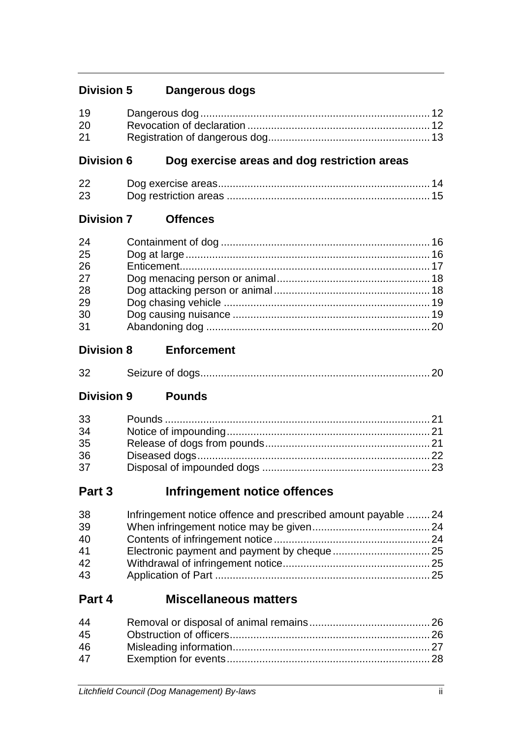## Division 5 Dangerous dogs

| | | |
|---|---|---|
| 19 | Dangerous dog | 12 |
| 20 | Revocation of declaration | 12 |
| 21 | Registration of dangerous dog | 13 |

## Division 6 Dog exercise areas and dog restriction areas

| | | |
|---|---|---|
| 22 | Dog exercise areas | 14 |
| 23 | Dog restriction areas | 15 |

## Division 7 Offences

| | | |
|---|---|---|
| 24 | Containment of dog | 16 |
| 25 | Dog at large | 16 |
| 26 | Enticement | 17 |
| 27 | Dog menacing person or animal | 18 |
| 28 | Dog attacking person or animal | 18 |
| 29 | Dog chasing vehicle | 19 |
| 30 | Dog causing nuisance | 19 |
| 31 | Abandoning dog | 20 |

## Division 8 Enforcement

| | | |
|---|---|---|
| 32 | Seizure of dogs | 20 |

## Division 9 Pounds

| | | |
|---|---|---|
| 33 | Pounds | 21 |
| 34 | Notice of impounding | 21 |
| 35 | Release of dogs from pounds | 21 |
| 36 | Diseased dogs | 22 |
| 37 | Disposal of impounded dogs | 23 |

# Part 3 Infringement notice offences

| | | |
|---|---|---|
| 38 | Infringement notice offence and prescribed amount payable | 24 |
| 39 | When infringement notice may be given | 24 |
| 40 | Contents of infringement notice | 24 |
| 41 | Electronic payment and payment by cheque | 25 |
| 42 | Withdrawal of infringement notice | 25 |
| 43 | Application of Part | 25 |

# Part 4 Miscellaneous matters

| | | |
|---|---|---|
| 44 | Removal or disposal of animal remains | 26 |
| 45 | Obstruction of officers | 26 |
| 46 | Misleading information | 27 |
| 47 | Exemption for events | 28 |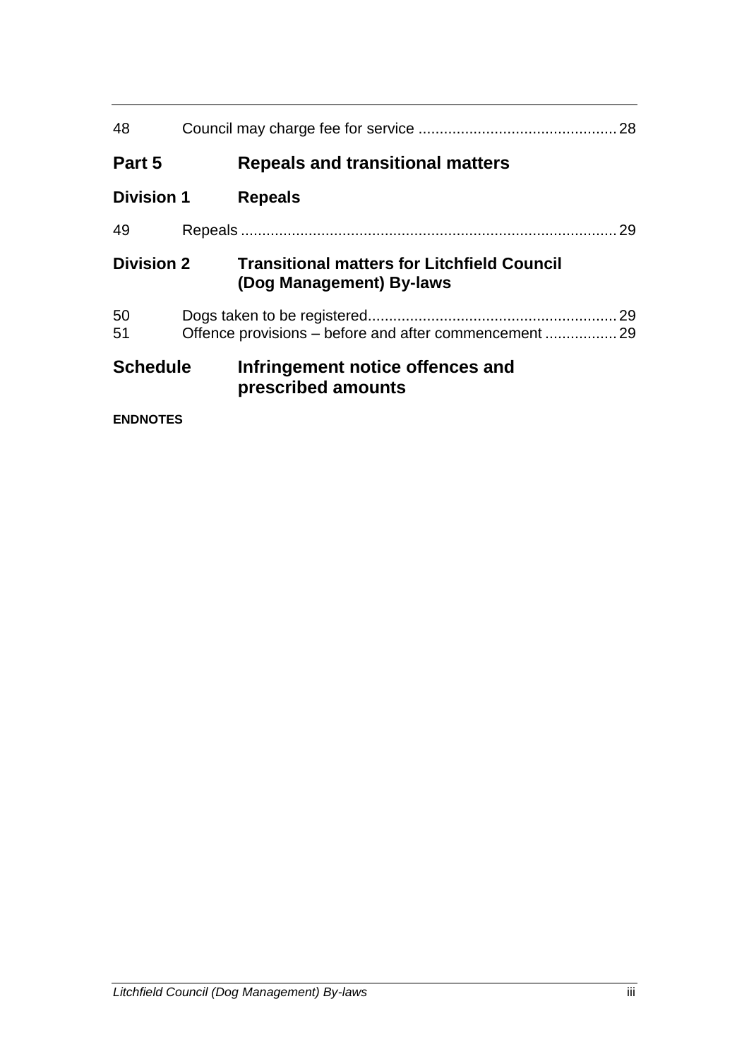48 Council may charge fee for service ............................................... 28

**Part 5 Repeals and transitional matters**

**Division 1 Repeals**

49 Repeals ........................................................................................ 29

**Division 2 Transitional matters for Litchfield Council (Dog Management) By-laws**

50 Dogs taken to be registered........................................................... 29
51 Offence provisions – before and after commencement ................. 29

**Schedule Infringement notice offences and prescribed amounts**

**ENDNOTES**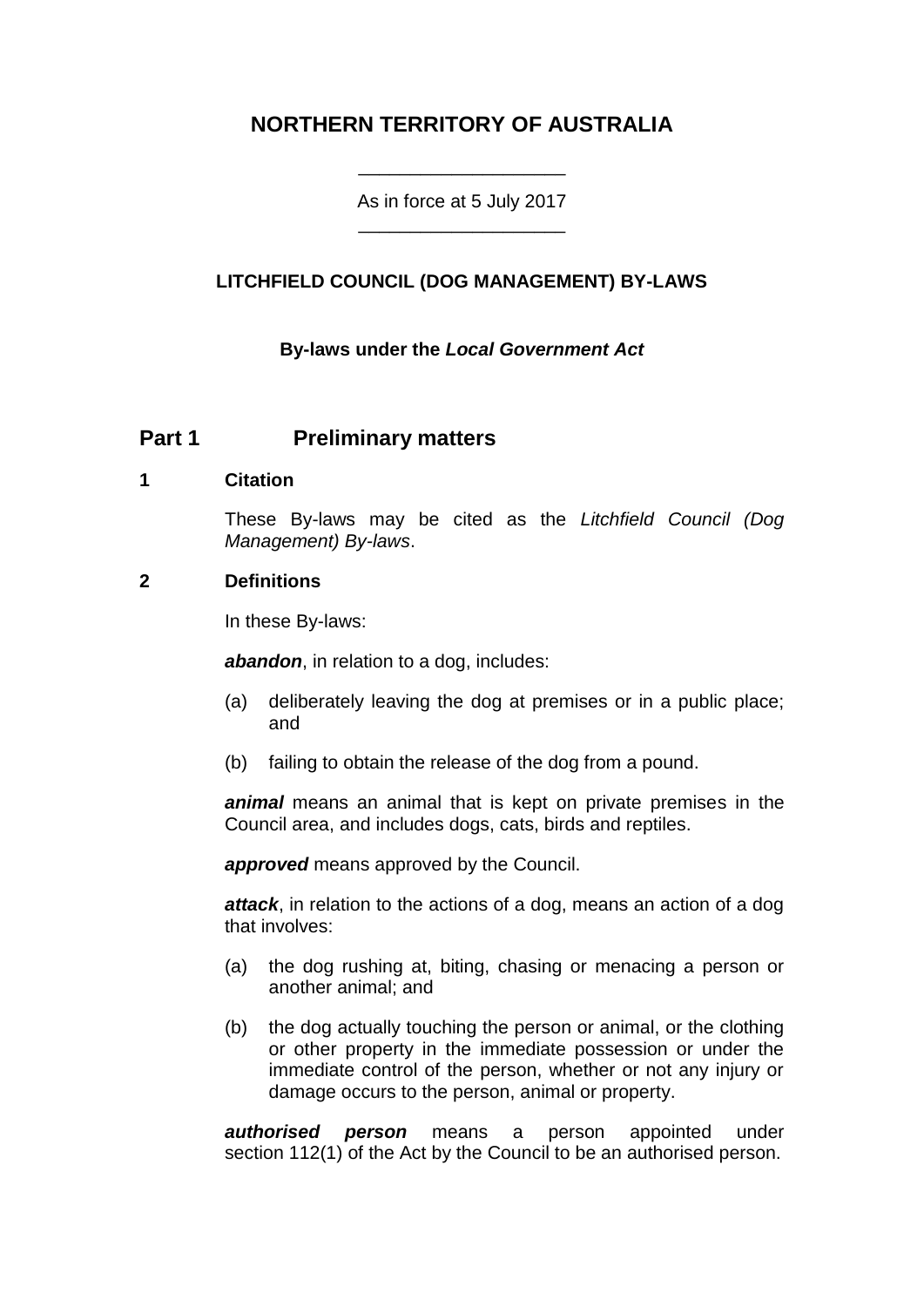# NORTHERN TERRITORY OF AUSTRALIA

As in force at 5 July 2017

## LITCHFIELD COUNCIL (DOG MANAGEMENT) BY-LAWS

**By-laws under the *Local Government Act***

## Part 1 Preliminary matters

### 1 Citation

These By-laws may be cited as the *Litchfield Council (Dog Management) By-laws*.

### 2 Definitions

In these By-laws:

***abandon***, in relation to a dog, includes:

(a) deliberately leaving the dog at premises or in a public place; and

(b) failing to obtain the release of the dog from a pound.

***animal*** means an animal that is kept on private premises in the Council area, and includes dogs, cats, birds and reptiles.

***approved*** means approved by the Council.

***attack***, in relation to the actions of a dog, means an action of a dog that involves:

(a) the dog rushing at, biting, chasing or menacing a person or another animal; and

(b) the dog actually touching the person or animal, or the clothing or other property in the immediate possession or under the immediate control of the person, whether or not any injury or damage occurs to the person, animal or property.

***authorised person*** means a person appointed under section 112(1) of the Act by the Council to be an authorised person.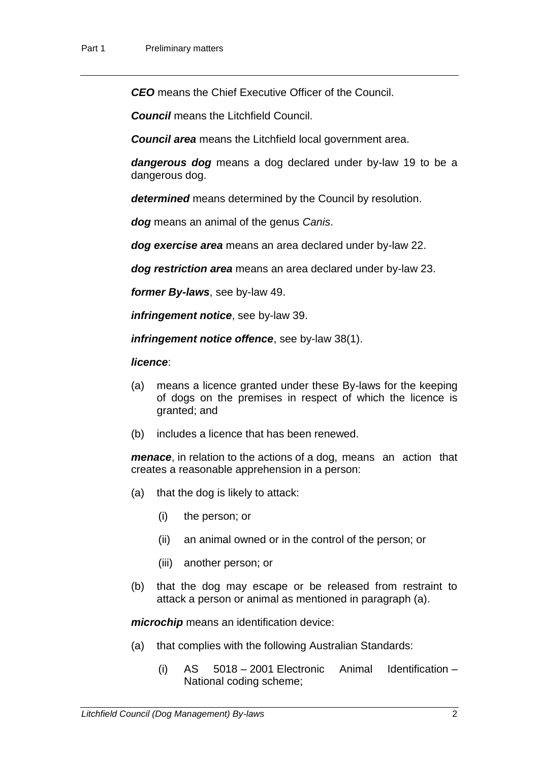***CEO*** means the Chief Executive Officer of the Council.

***Council*** means the Litchfield Council.

***Council area*** means the Litchfield local government area.

***dangerous dog*** means a dog declared under by-law 19 to be a dangerous dog.

***determined*** means determined by the Council by resolution.

***dog*** means an animal of the genus *Canis*.

***dog exercise area*** means an area declared under by-law 22.

***dog restriction area*** means an area declared under by-law 23.

***former By-laws***, see by-law 49.

***infringement notice***, see by-law 39.

***infringement notice offence***, see by-law 38(1).

***licence***:

(a) means a licence granted under these By-laws for the keeping of dogs on the premises in respect of which the licence is granted; and

(b) includes a licence that has been renewed.

***menace***, in relation to the actions of a dog, means an action that creates a reasonable apprehension in a person:

(a) that the dog is likely to attack:

   (i) the person; or

   (ii) an animal owned or in the control of the person; or

   (iii) another person; or

(b) that the dog may escape or be released from restraint to attack a person or animal as mentioned in paragraph (a).

***microchip*** means an identification device:

(a) that complies with the following Australian Standards:

   (i) AS 5018 – 2001 Electronic Animal Identification – National coding scheme;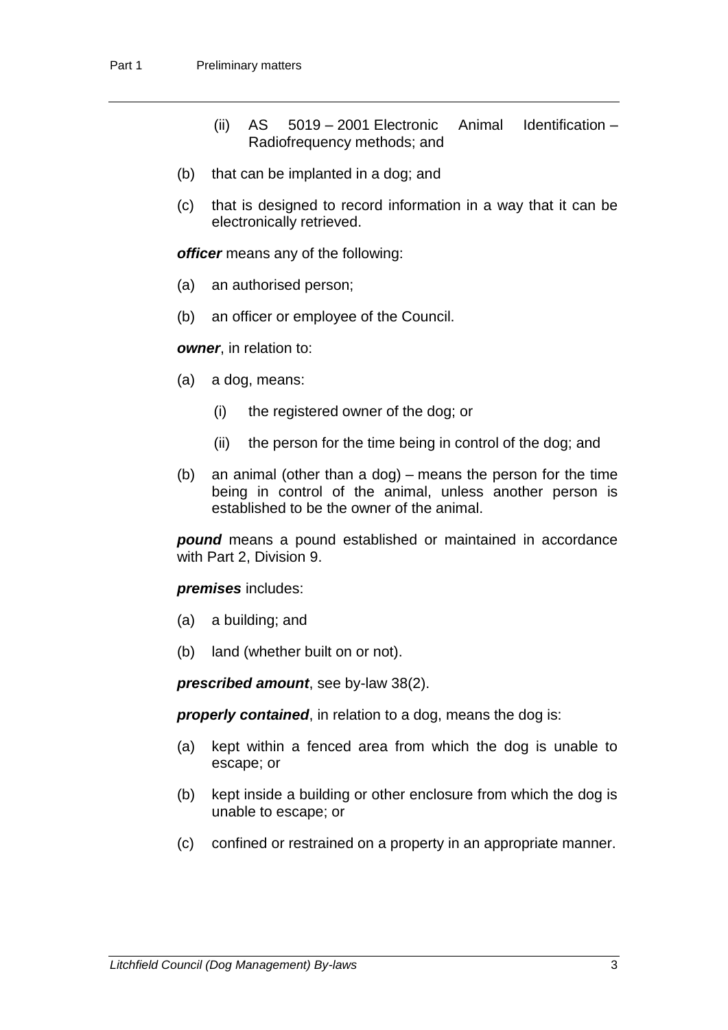(ii) AS 5019 – 2001 Electronic Animal Identification – Radiofrequency methods; and

(b) that can be implanted in a dog; and

(c) that is designed to record information in a way that it can be electronically retrieved.

***officer*** means any of the following:

(a) an authorised person;

(b) an officer or employee of the Council.

***owner***, in relation to:

(a) a dog, means:

  (i) the registered owner of the dog; or

  (ii) the person for the time being in control of the dog; and

(b) an animal (other than a dog) – means the person for the time being in control of the animal, unless another person is established to be the owner of the animal.

***pound*** means a pound established or maintained in accordance with Part 2, Division 9.

***premises*** includes:

(a) a building; and

(b) land (whether built on or not).

***prescribed amount***, see by-law 38(2).

***properly contained***, in relation to a dog, means the dog is:

(a) kept within a fenced area from which the dog is unable to escape; or

(b) kept inside a building or other enclosure from which the dog is unable to escape; or

(c) confined or restrained on a property in an appropriate manner.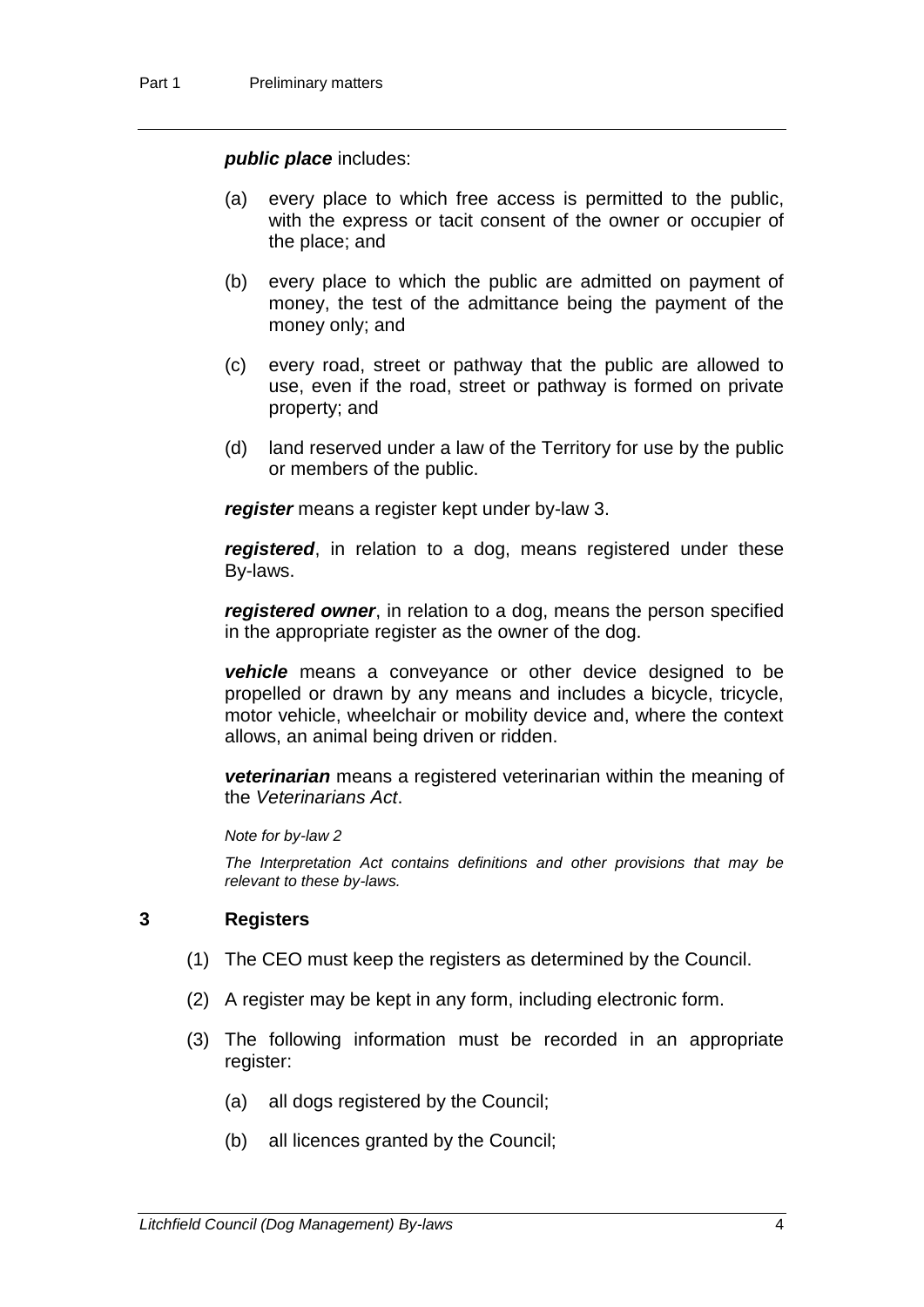***public place*** includes:

(a) every place to which free access is permitted to the public, with the express or tacit consent of the owner or occupier of the place; and

(b) every place to which the public are admitted on payment of money, the test of the admittance being the payment of the money only; and

(c) every road, street or pathway that the public are allowed to use, even if the road, street or pathway is formed on private property; and

(d) land reserved under a law of the Territory for use by the public or members of the public.

***register*** means a register kept under by-law 3.

***registered***, in relation to a dog, means registered under these By-laws.

***registered owner***, in relation to a dog, means the person specified in the appropriate register as the owner of the dog.

***vehicle*** means a conveyance or other device designed to be propelled or drawn by any means and includes a bicycle, tricycle, motor vehicle, wheelchair or mobility device and, where the context allows, an animal being driven or ridden.

***veterinarian*** means a registered veterinarian within the meaning of the *Veterinarians Act*.

*Note for by-law 2*

*The Interpretation Act contains definitions and other provisions that may be relevant to these by-laws.*

## 3 Registers

(1) The CEO must keep the registers as determined by the Council.

(2) A register may be kept in any form, including electronic form.

(3) The following information must be recorded in an appropriate register:

(a) all dogs registered by the Council;

(b) all licences granted by the Council;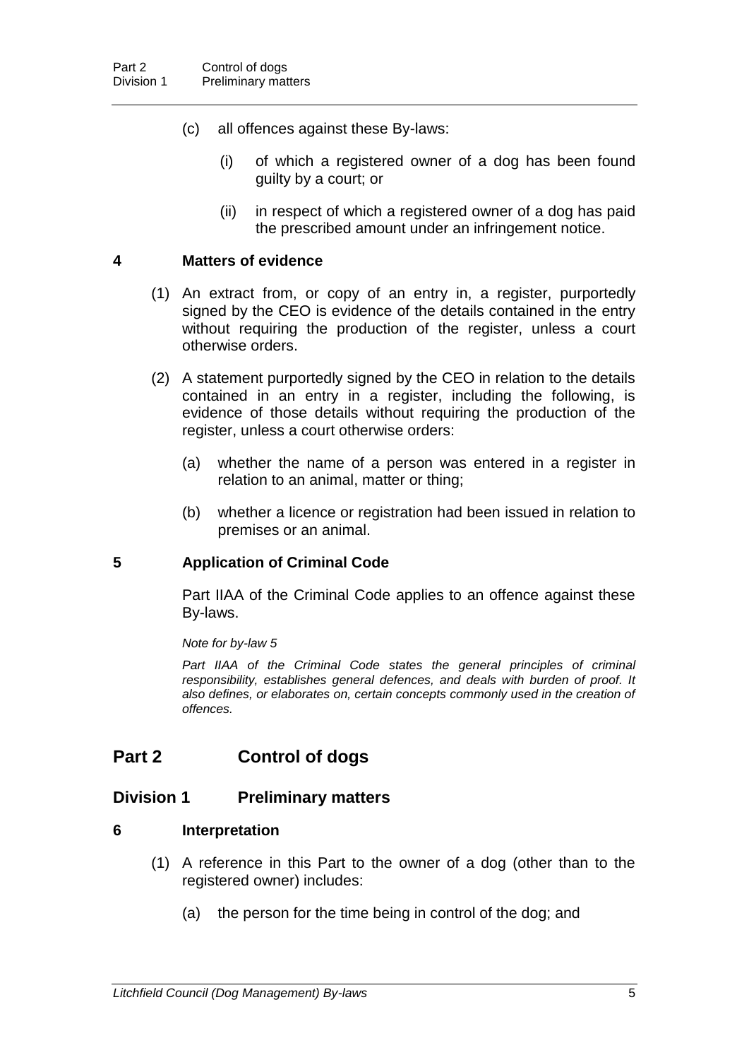(c) all offences against these By-laws:

  (i) of which a registered owner of a dog has been found guilty by a court; or

  (ii) in respect of which a registered owner of a dog has paid the prescribed amount under an infringement notice.

**4 Matters of evidence**

(1) An extract from, or copy of an entry in, a register, purportedly signed by the CEO is evidence of the details contained in the entry without requiring the production of the register, unless a court otherwise orders.

(2) A statement purportedly signed by the CEO in relation to the details contained in an entry in a register, including the following, is evidence of those details without requiring the production of the register, unless a court otherwise orders:

  (a) whether the name of a person was entered in a register in relation to an animal, matter or thing;

  (b) whether a licence or registration had been issued in relation to premises or an animal.

**5 Application of Criminal Code**

Part IIAA of the Criminal Code applies to an offence against these By-laws.

*Note for by-law 5*

*Part IIAA of the Criminal Code states the general principles of criminal responsibility, establishes general defences, and deals with burden of proof. It also defines, or elaborates on, certain concepts commonly used in the creation of offences.*

## Part 2 Control of dogs

### Division 1 Preliminary matters

**6 Interpretation**

(1) A reference in this Part to the owner of a dog (other than to the registered owner) includes:

  (a) the person for the time being in control of the dog; and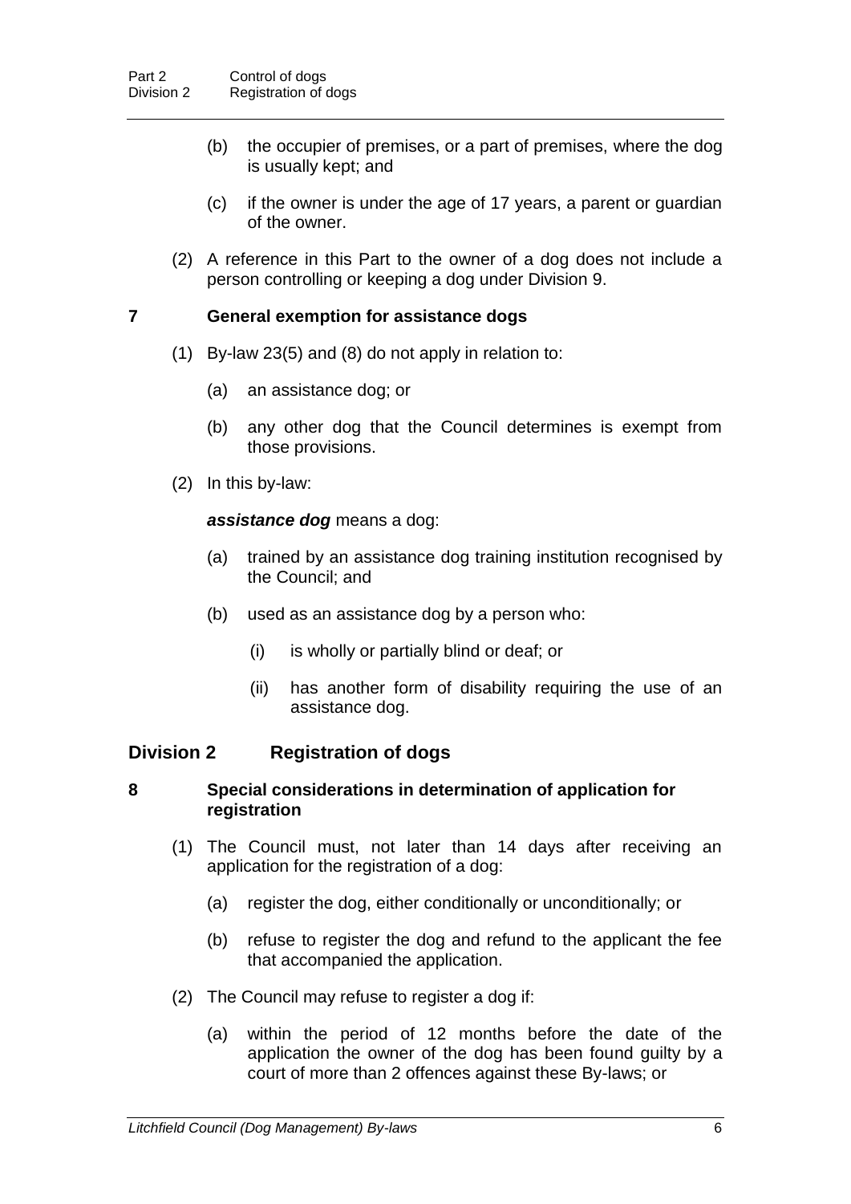(b) the occupier of premises, or a part of premises, where the dog is usually kept; and

(c) if the owner is under the age of 17 years, a parent or guardian of the owner.

(2) A reference in this Part to the owner of a dog does not include a person controlling or keeping a dog under Division 9.

### 7 General exemption for assistance dogs

(1) By-law 23(5) and (8) do not apply in relation to:

(a) an assistance dog; or

(b) any other dog that the Council determines is exempt from those provisions.

(2) In this by-law:

***assistance dog*** means a dog:

(a) trained by an assistance dog training institution recognised by the Council; and

(b) used as an assistance dog by a person who:

(i) is wholly or partially blind or deaf; or

(ii) has another form of disability requiring the use of an assistance dog.

## Division 2 Registration of dogs

### 8 Special considerations in determination of application for registration

(1) The Council must, not later than 14 days after receiving an application for the registration of a dog:

(a) register the dog, either conditionally or unconditionally; or

(b) refuse to register the dog and refund to the applicant the fee that accompanied the application.

(2) The Council may refuse to register a dog if:

(a) within the period of 12 months before the date of the application the owner of the dog has been found guilty by a court of more than 2 offences against these By-laws; or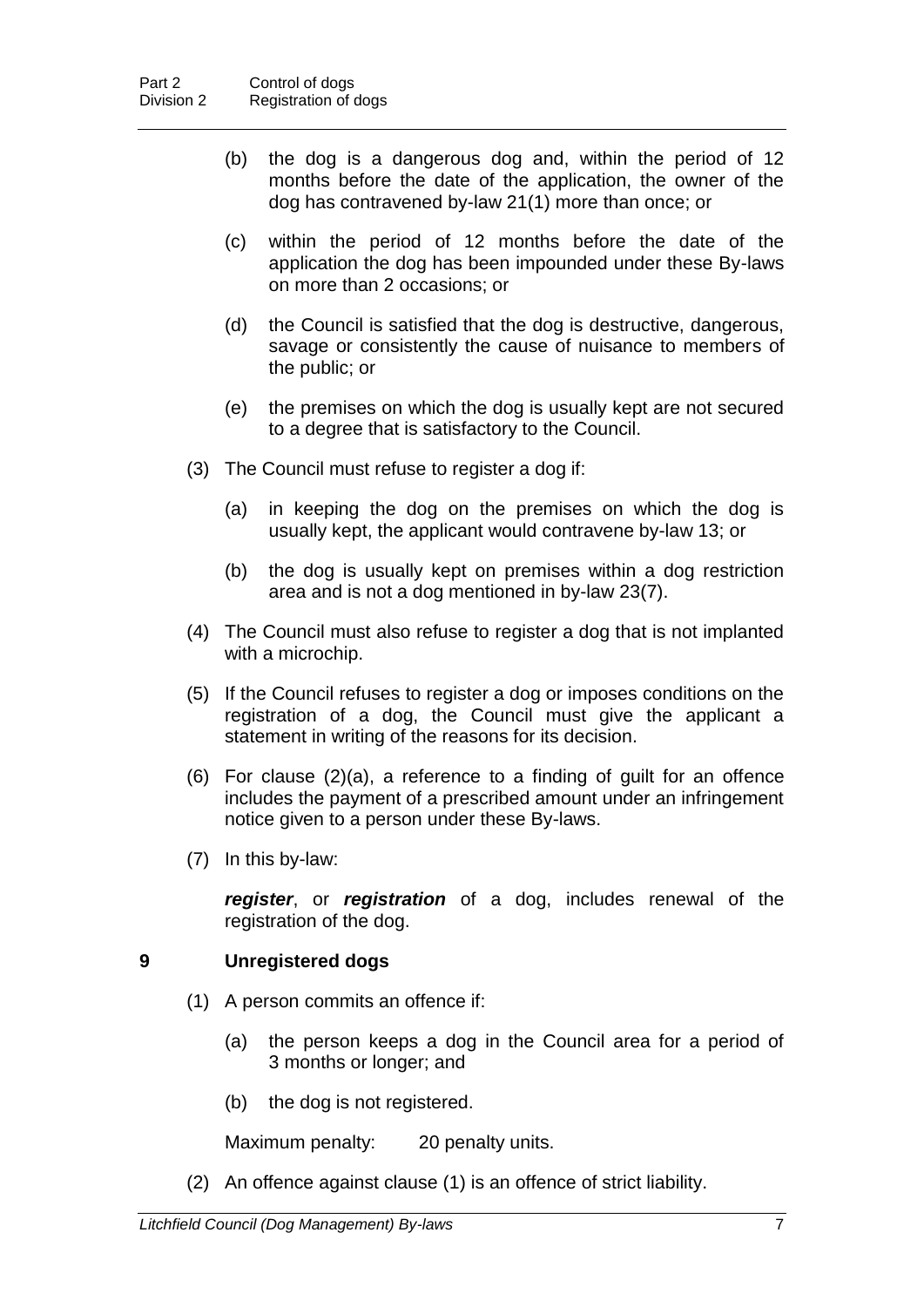(b) the dog is a dangerous dog and, within the period of 12 months before the date of the application, the owner of the dog has contravened by-law 21(1) more than once; or

(c) within the period of 12 months before the date of the application the dog has been impounded under these By-laws on more than 2 occasions; or

(d) the Council is satisfied that the dog is destructive, dangerous, savage or consistently the cause of nuisance to members of the public; or

(e) the premises on which the dog is usually kept are not secured to a degree that is satisfactory to the Council.

(3) The Council must refuse to register a dog if:

(a) in keeping the dog on the premises on which the dog is usually kept, the applicant would contravene by-law 13; or

(b) the dog is usually kept on premises within a dog restriction area and is not a dog mentioned in by-law 23(7).

(4) The Council must also refuse to register a dog that is not implanted with a microchip.

(5) If the Council refuses to register a dog or imposes conditions on the registration of a dog, the Council must give the applicant a statement in writing of the reasons for its decision.

(6) For clause (2)(a), a reference to a finding of guilt for an offence includes the payment of a prescribed amount under an infringement notice given to a person under these By-laws.

(7) In this by-law:

***register***, or ***registration*** of a dog, includes renewal of the registration of the dog.

## 9 Unregistered dogs

(1) A person commits an offence if:

(a) the person keeps a dog in the Council area for a period of 3 months or longer; and

(b) the dog is not registered.

Maximum penalty: 20 penalty units.

(2) An offence against clause (1) is an offence of strict liability.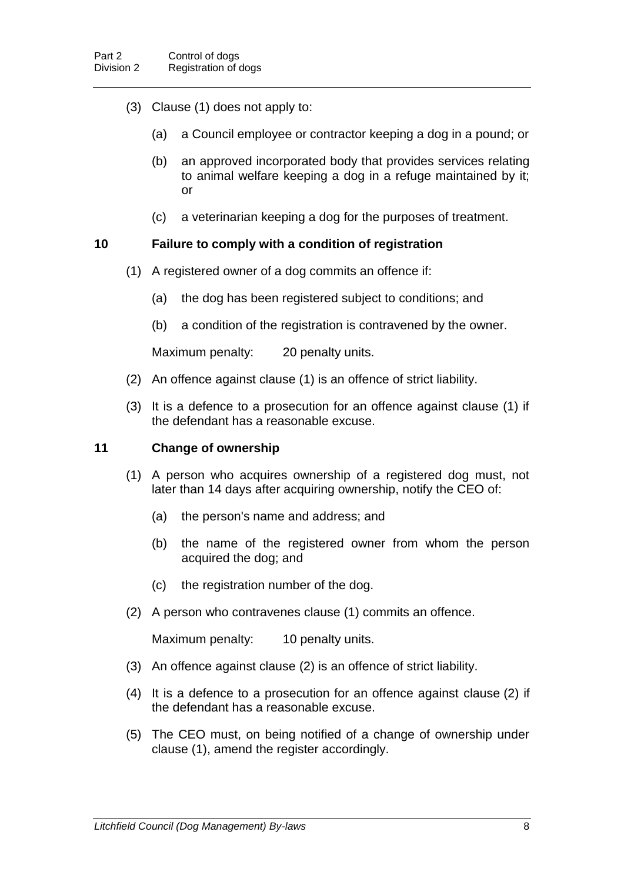(3) Clause (1) does not apply to:

(a) a Council employee or contractor keeping a dog in a pound; or

(b) an approved incorporated body that provides services relating to animal welfare keeping a dog in a refuge maintained by it; or

(c) a veterinarian keeping a dog for the purposes of treatment.

### 10 Failure to comply with a condition of registration

(1) A registered owner of a dog commits an offence if:

(a) the dog has been registered subject to conditions; and

(b) a condition of the registration is contravened by the owner.

Maximum penalty: 20 penalty units.

(2) An offence against clause (1) is an offence of strict liability.

(3) It is a defence to a prosecution for an offence against clause (1) if the defendant has a reasonable excuse.

### 11 Change of ownership

(1) A person who acquires ownership of a registered dog must, not later than 14 days after acquiring ownership, notify the CEO of:

(a) the person's name and address; and

(b) the name of the registered owner from whom the person acquired the dog; and

(c) the registration number of the dog.

(2) A person who contravenes clause (1) commits an offence.

Maximum penalty: 10 penalty units.

(3) An offence against clause (2) is an offence of strict liability.

(4) It is a defence to a prosecution for an offence against clause (2) if the defendant has a reasonable excuse.

(5) The CEO must, on being notified of a change of ownership under clause (1), amend the register accordingly.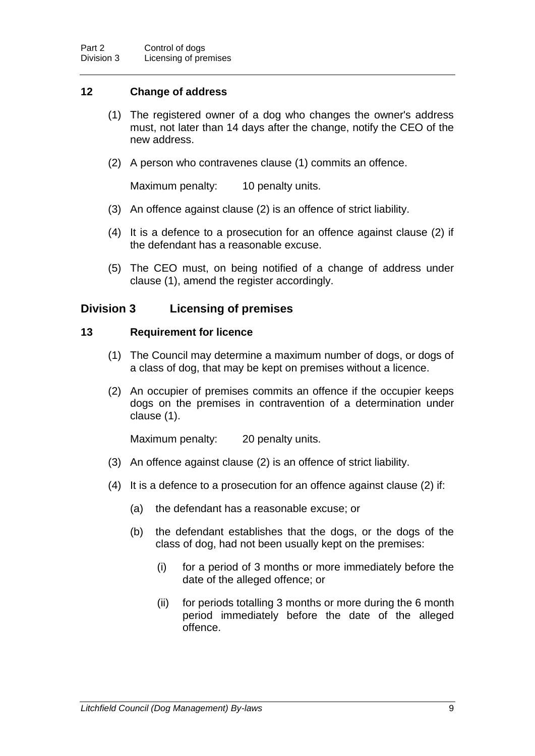### 12 Change of address

(1) The registered owner of a dog who changes the owner's address must, not later than 14 days after the change, notify the CEO of the new address.

(2) A person who contravenes clause (1) commits an offence.

Maximum penalty: 10 penalty units.

(3) An offence against clause (2) is an offence of strict liability.

(4) It is a defence to a prosecution for an offence against clause (2) if the defendant has a reasonable excuse.

(5) The CEO must, on being notified of a change of address under clause (1), amend the register accordingly.

## Division 3 Licensing of premises

### 13 Requirement for licence

(1) The Council may determine a maximum number of dogs, or dogs of a class of dog, that may be kept on premises without a licence.

(2) An occupier of premises commits an offence if the occupier keeps dogs on the premises in contravention of a determination under clause (1).

Maximum penalty: 20 penalty units.

(3) An offence against clause (2) is an offence of strict liability.

(4) It is a defence to a prosecution for an offence against clause (2) if:

(a) the defendant has a reasonable excuse; or

(b) the defendant establishes that the dogs, or the dogs of the class of dog, had not been usually kept on the premises:

(i) for a period of 3 months or more immediately before the date of the alleged offence; or

(ii) for periods totalling 3 months or more during the 6 month period immediately before the date of the alleged offence.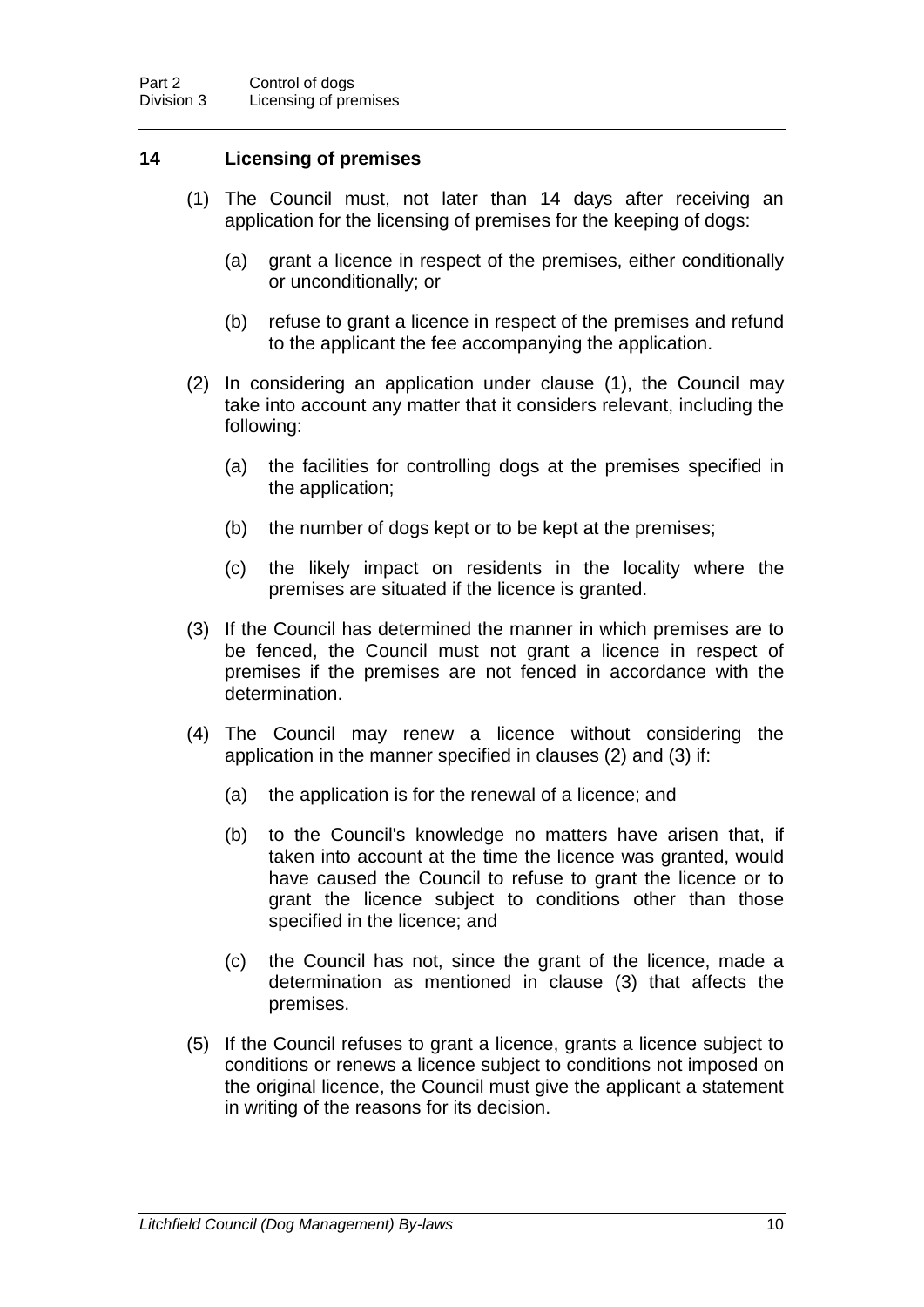## 14 Licensing of premises

(1) The Council must, not later than 14 days after receiving an application for the licensing of premises for the keeping of dogs:

(a) grant a licence in respect of the premises, either conditionally or unconditionally; or

(b) refuse to grant a licence in respect of the premises and refund to the applicant the fee accompanying the application.

(2) In considering an application under clause (1), the Council may take into account any matter that it considers relevant, including the following:

(a) the facilities for controlling dogs at the premises specified in the application;

(b) the number of dogs kept or to be kept at the premises;

(c) the likely impact on residents in the locality where the premises are situated if the licence is granted.

(3) If the Council has determined the manner in which premises are to be fenced, the Council must not grant a licence in respect of premises if the premises are not fenced in accordance with the determination.

(4) The Council may renew a licence without considering the application in the manner specified in clauses (2) and (3) if:

(a) the application is for the renewal of a licence; and

(b) to the Council's knowledge no matters have arisen that, if taken into account at the time the licence was granted, would have caused the Council to refuse to grant the licence or to grant the licence subject to conditions other than those specified in the licence; and

(c) the Council has not, since the grant of the licence, made a determination as mentioned in clause (3) that affects the premises.

(5) If the Council refuses to grant a licence, grants a licence subject to conditions or renews a licence subject to conditions not imposed on the original licence, the Council must give the applicant a statement in writing of the reasons for its decision.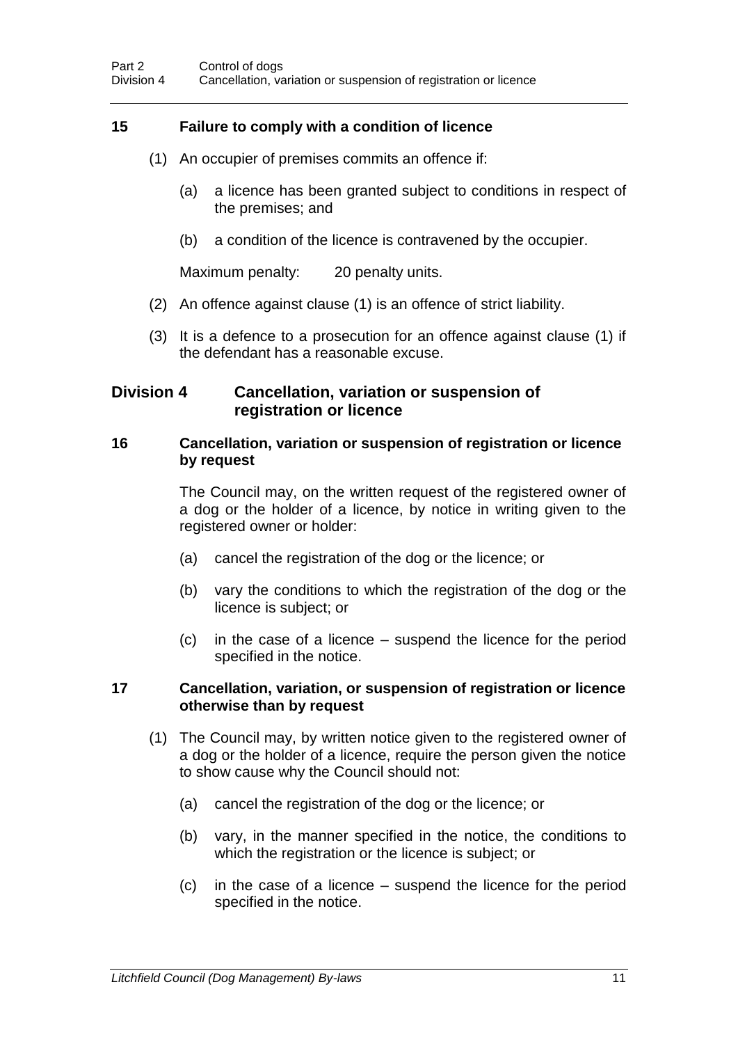### 15 Failure to comply with a condition of licence

(1) An occupier of premises commits an offence if:

(a) a licence has been granted subject to conditions in respect of the premises; and

(b) a condition of the licence is contravened by the occupier.

Maximum penalty: 20 penalty units.

(2) An offence against clause (1) is an offence of strict liability.

(3) It is a defence to a prosecution for an offence against clause (1) if the defendant has a reasonable excuse.

## Division 4 Cancellation, variation or suspension of registration or licence

### 16 Cancellation, variation or suspension of registration or licence by request

The Council may, on the written request of the registered owner of a dog or the holder of a licence, by notice in writing given to the registered owner or holder:

(a) cancel the registration of the dog or the licence; or

(b) vary the conditions to which the registration of the dog or the licence is subject; or

(c) in the case of a licence – suspend the licence for the period specified in the notice.

### 17 Cancellation, variation, or suspension of registration or licence otherwise than by request

(1) The Council may, by written notice given to the registered owner of a dog or the holder of a licence, require the person given the notice to show cause why the Council should not:

(a) cancel the registration of the dog or the licence; or

(b) vary, in the manner specified in the notice, the conditions to which the registration or the licence is subject; or

(c) in the case of a licence – suspend the licence for the period specified in the notice.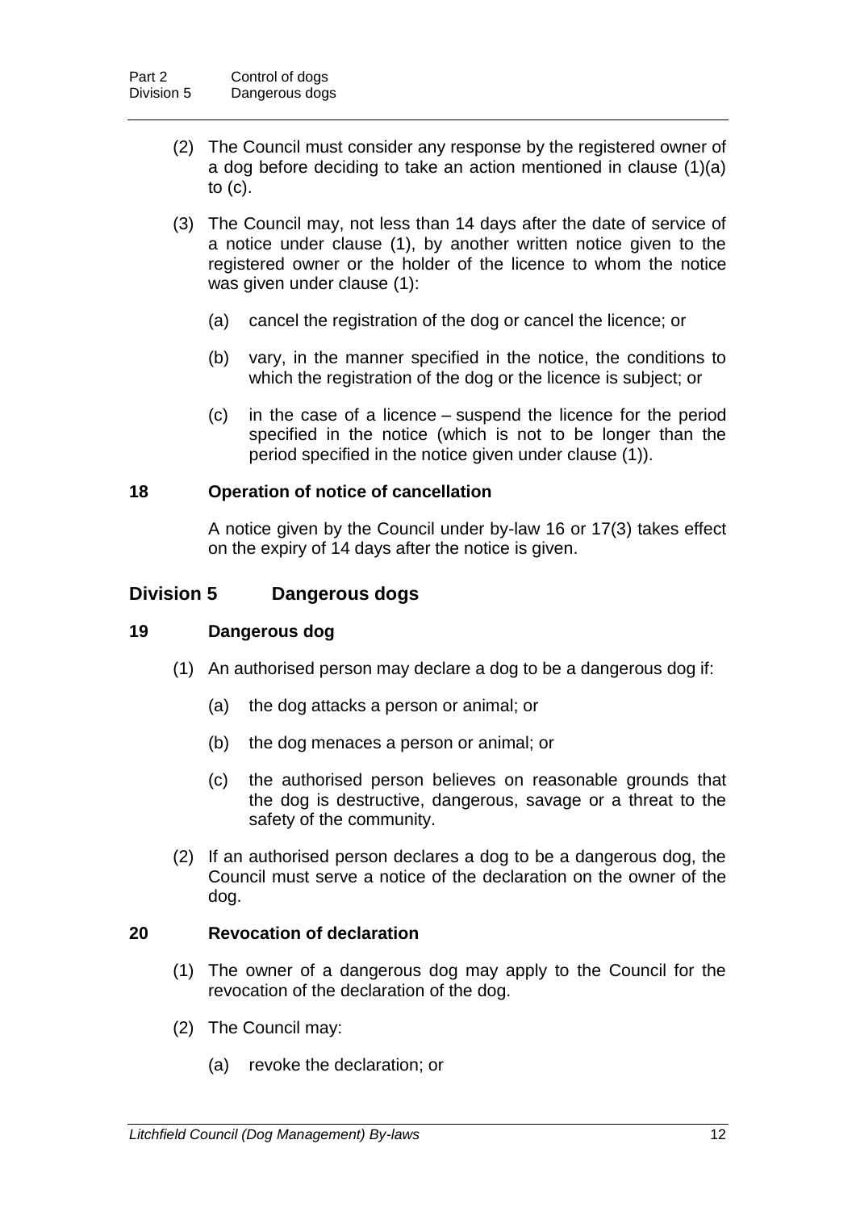(2) The Council must consider any response by the registered owner of a dog before deciding to take an action mentioned in clause (1)(a) to (c).

(3) The Council may, not less than 14 days after the date of service of a notice under clause (1), by another written notice given to the registered owner or the holder of the licence to whom the notice was given under clause (1):

(a) cancel the registration of the dog or cancel the licence; or

(b) vary, in the manner specified in the notice, the conditions to which the registration of the dog or the licence is subject; or

(c) in the case of a licence – suspend the licence for the period specified in the notice (which is not to be longer than the period specified in the notice given under clause (1)).

### 18 Operation of notice of cancellation

A notice given by the Council under by-law 16 or 17(3) takes effect on the expiry of 14 days after the notice is given.

## Division 5 Dangerous dogs

### 19 Dangerous dog

(1) An authorised person may declare a dog to be a dangerous dog if:

(a) the dog attacks a person or animal; or

(b) the dog menaces a person or animal; or

(c) the authorised person believes on reasonable grounds that the dog is destructive, dangerous, savage or a threat to the safety of the community.

(2) If an authorised person declares a dog to be a dangerous dog, the Council must serve a notice of the declaration on the owner of the dog.

### 20 Revocation of declaration

(1) The owner of a dangerous dog may apply to the Council for the revocation of the declaration of the dog.

(2) The Council may:

(a) revoke the declaration; or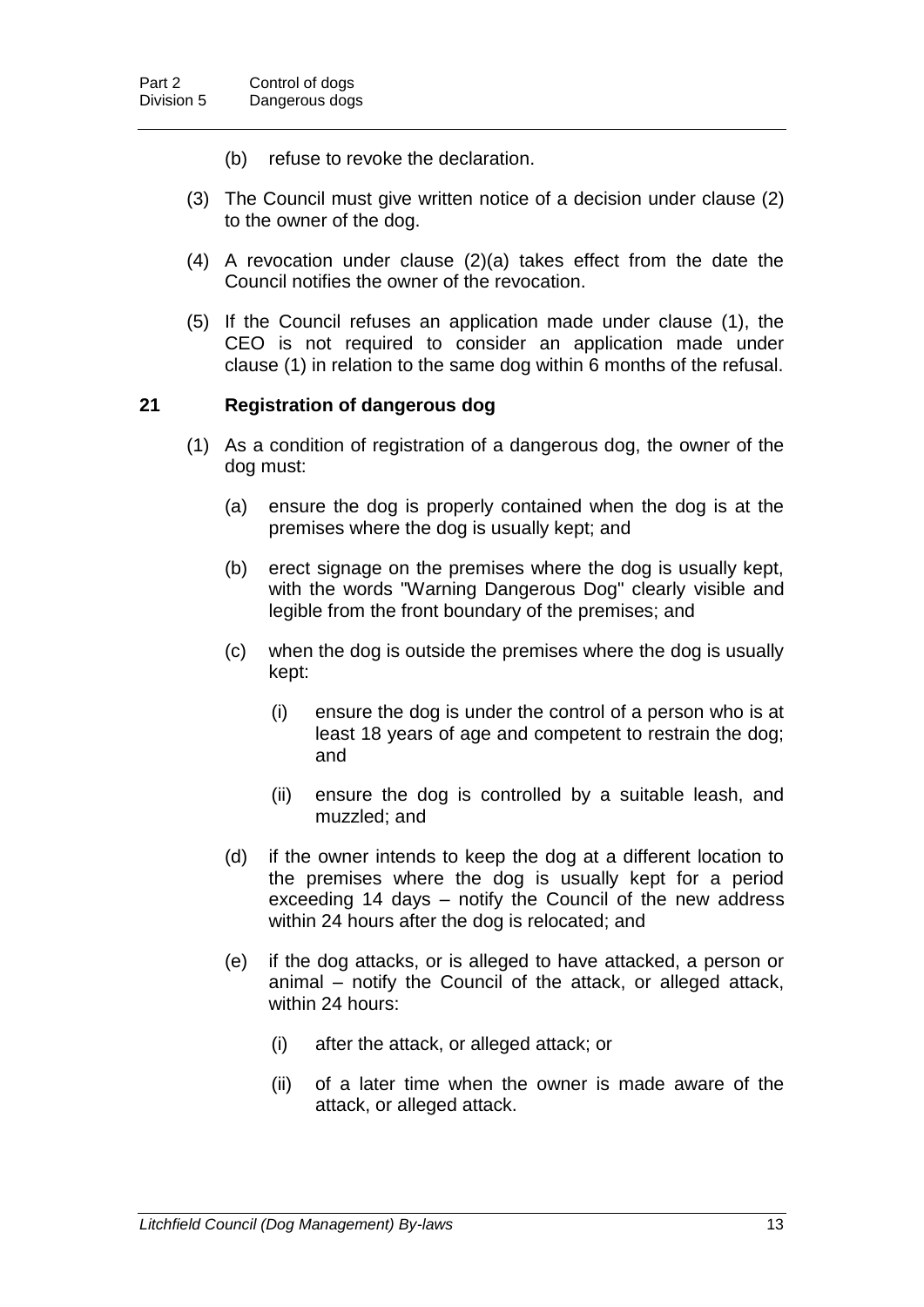(b) refuse to revoke the declaration.

(3) The Council must give written notice of a decision under clause (2) to the owner of the dog.

(4) A revocation under clause (2)(a) takes effect from the date the Council notifies the owner of the revocation.

(5) If the Council refuses an application made under clause (1), the CEO is not required to consider an application made under clause (1) in relation to the same dog within 6 months of the refusal.

### 21 Registration of dangerous dog

(1) As a condition of registration of a dangerous dog, the owner of the dog must:

(a) ensure the dog is properly contained when the dog is at the premises where the dog is usually kept; and

(b) erect signage on the premises where the dog is usually kept, with the words "Warning Dangerous Dog" clearly visible and legible from the front boundary of the premises; and

(c) when the dog is outside the premises where the dog is usually kept:

(i) ensure the dog is under the control of a person who is at least 18 years of age and competent to restrain the dog; and

(ii) ensure the dog is controlled by a suitable leash, and muzzled; and

(d) if the owner intends to keep the dog at a different location to the premises where the dog is usually kept for a period exceeding 14 days – notify the Council of the new address within 24 hours after the dog is relocated; and

(e) if the dog attacks, or is alleged to have attacked, a person or animal – notify the Council of the attack, or alleged attack, within 24 hours:

(i) after the attack, or alleged attack; or

(ii) of a later time when the owner is made aware of the attack, or alleged attack.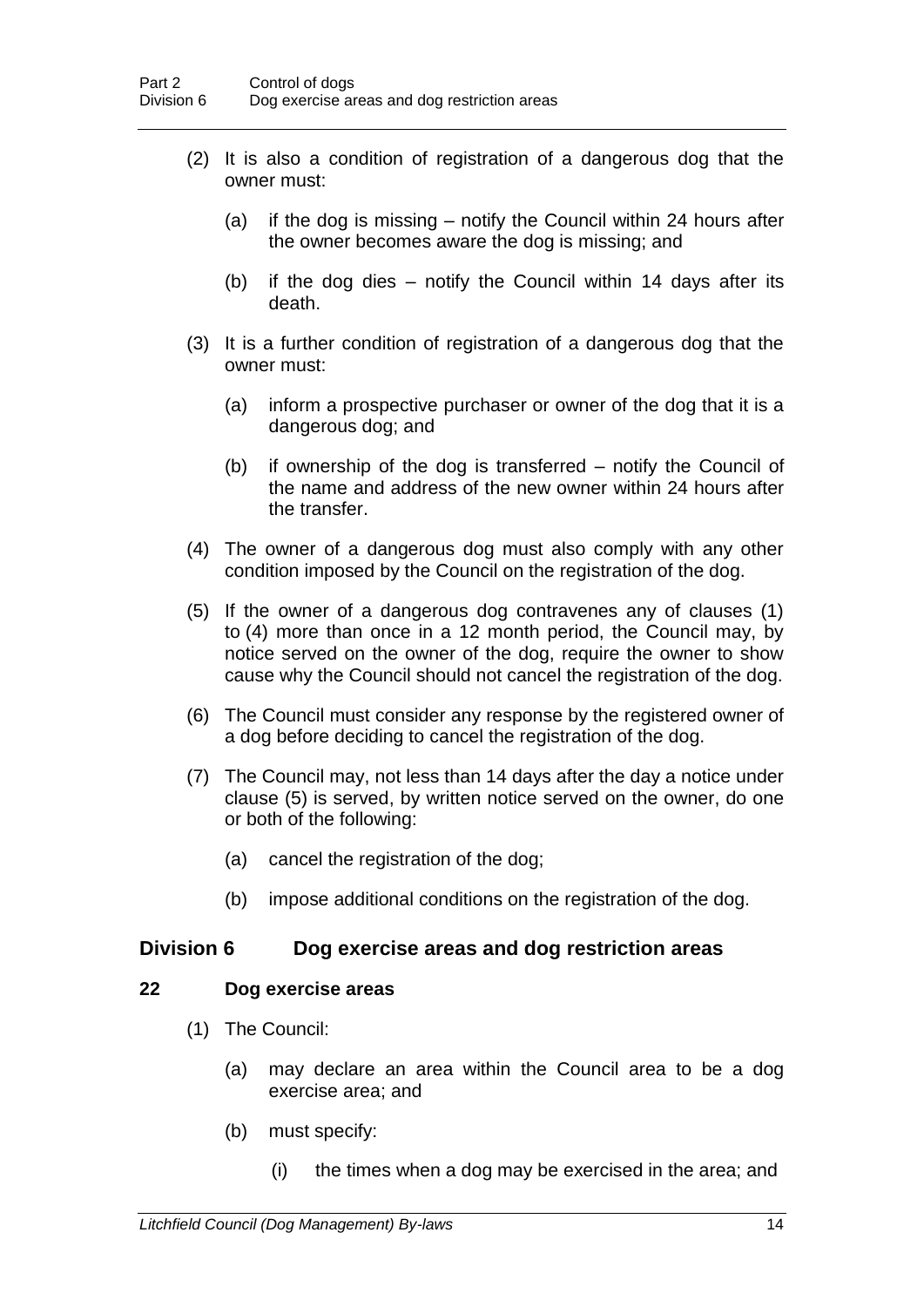(2) It is also a condition of registration of a dangerous dog that the owner must:

(a) if the dog is missing – notify the Council within 24 hours after the owner becomes aware the dog is missing; and

(b) if the dog dies – notify the Council within 14 days after its death.

(3) It is a further condition of registration of a dangerous dog that the owner must:

(a) inform a prospective purchaser or owner of the dog that it is a dangerous dog; and

(b) if ownership of the dog is transferred – notify the Council of the name and address of the new owner within 24 hours after the transfer.

(4) The owner of a dangerous dog must also comply with any other condition imposed by the Council on the registration of the dog.

(5) If the owner of a dangerous dog contravenes any of clauses (1) to (4) more than once in a 12 month period, the Council may, by notice served on the owner of the dog, require the owner to show cause why the Council should not cancel the registration of the dog.

(6) The Council must consider any response by the registered owner of a dog before deciding to cancel the registration of the dog.

(7) The Council may, not less than 14 days after the day a notice under clause (5) is served, by written notice served on the owner, do one or both of the following:

(a) cancel the registration of the dog;

(b) impose additional conditions on the registration of the dog.

## Division 6 Dog exercise areas and dog restriction areas

### 22 Dog exercise areas

(1) The Council:

(a) may declare an area within the Council area to be a dog exercise area; and

(b) must specify:

(i) the times when a dog may be exercised in the area; and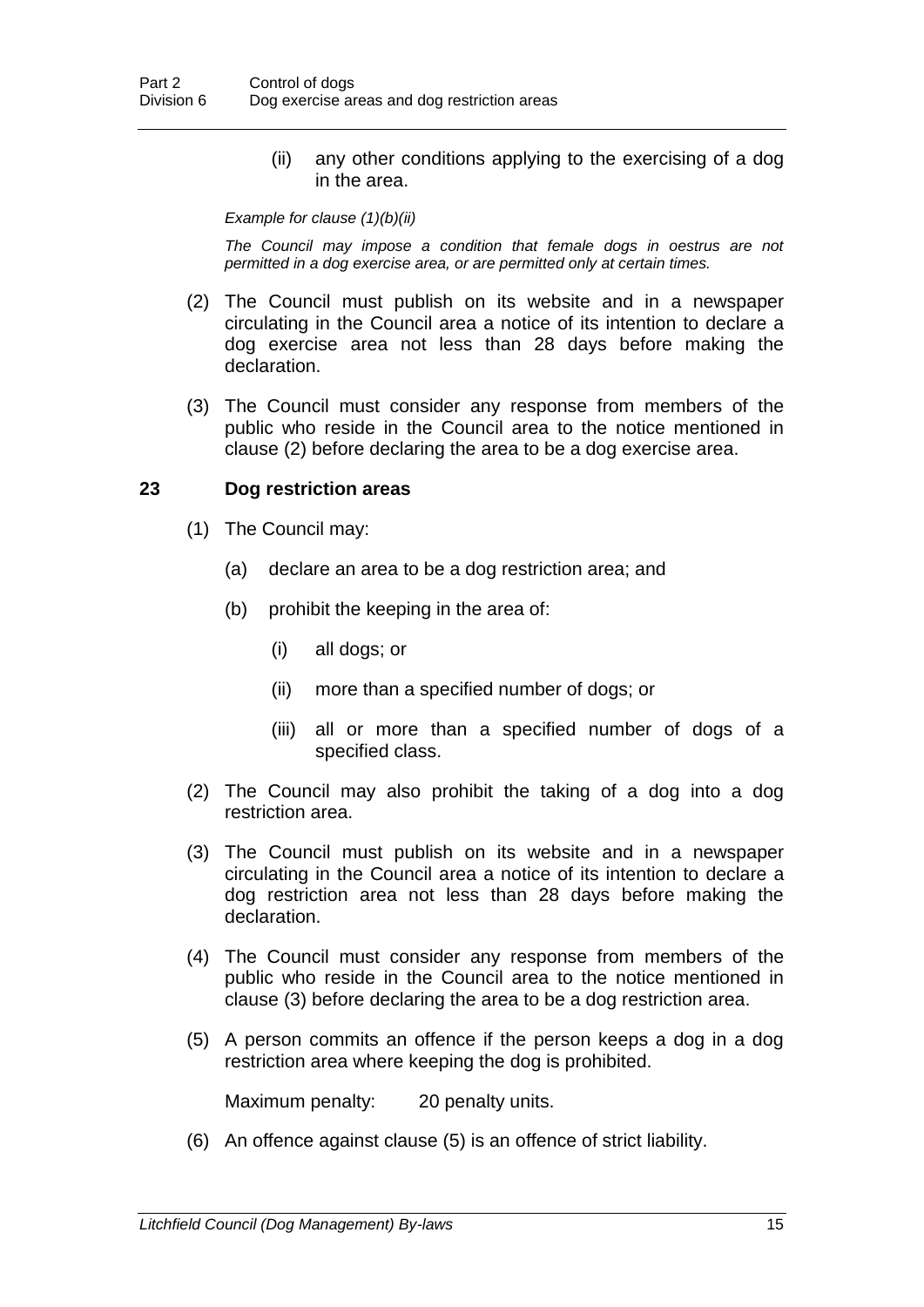(ii) any other conditions applying to the exercising of a dog in the area.

*Example for clause (1)(b)(ii)*

*The Council may impose a condition that female dogs in oestrus are not permitted in a dog exercise area, or are permitted only at certain times.*

(2) The Council must publish on its website and in a newspaper circulating in the Council area a notice of its intention to declare a dog exercise area not less than 28 days before making the declaration.

(3) The Council must consider any response from members of the public who reside in the Council area to the notice mentioned in clause (2) before declaring the area to be a dog exercise area.

### 23 Dog restriction areas

(1) The Council may:

(a) declare an area to be a dog restriction area; and

(b) prohibit the keeping in the area of:

(i) all dogs; or

(ii) more than a specified number of dogs; or

(iii) all or more than a specified number of dogs of a specified class.

(2) The Council may also prohibit the taking of a dog into a dog restriction area.

(3) The Council must publish on its website and in a newspaper circulating in the Council area a notice of its intention to declare a dog restriction area not less than 28 days before making the declaration.

(4) The Council must consider any response from members of the public who reside in the Council area to the notice mentioned in clause (3) before declaring the area to be a dog restriction area.

(5) A person commits an offence if the person keeps a dog in a dog restriction area where keeping the dog is prohibited.

Maximum penalty: 20 penalty units.

(6) An offence against clause (5) is an offence of strict liability.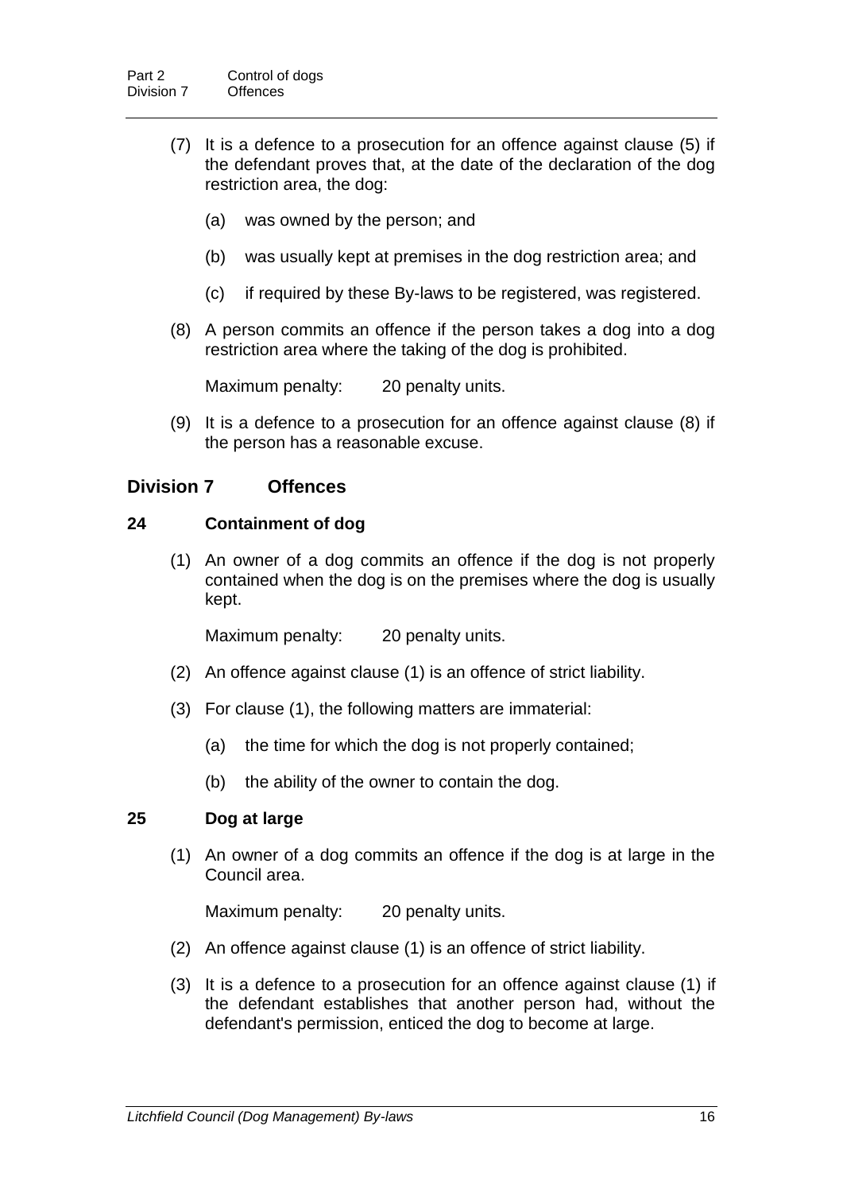(7) It is a defence to a prosecution for an offence against clause (5) if the defendant proves that, at the date of the declaration of the dog restriction area, the dog:

(a) was owned by the person; and

(b) was usually kept at premises in the dog restriction area; and

(c) if required by these By-laws to be registered, was registered.

(8) A person commits an offence if the person takes a dog into a dog restriction area where the taking of the dog is prohibited.

Maximum penalty: 20 penalty units.

(9) It is a defence to a prosecution for an offence against clause (8) if the person has a reasonable excuse.

## Division 7 Offences

### 24 Containment of dog

(1) An owner of a dog commits an offence if the dog is not properly contained when the dog is on the premises where the dog is usually kept.

Maximum penalty: 20 penalty units.

(2) An offence against clause (1) is an offence of strict liability.

(3) For clause (1), the following matters are immaterial:

(a) the time for which the dog is not properly contained;

(b) the ability of the owner to contain the dog.

### 25 Dog at large

(1) An owner of a dog commits an offence if the dog is at large in the Council area.

Maximum penalty: 20 penalty units.

(2) An offence against clause (1) is an offence of strict liability.

(3) It is a defence to a prosecution for an offence against clause (1) if the defendant establishes that another person had, without the defendant's permission, enticed the dog to become at large.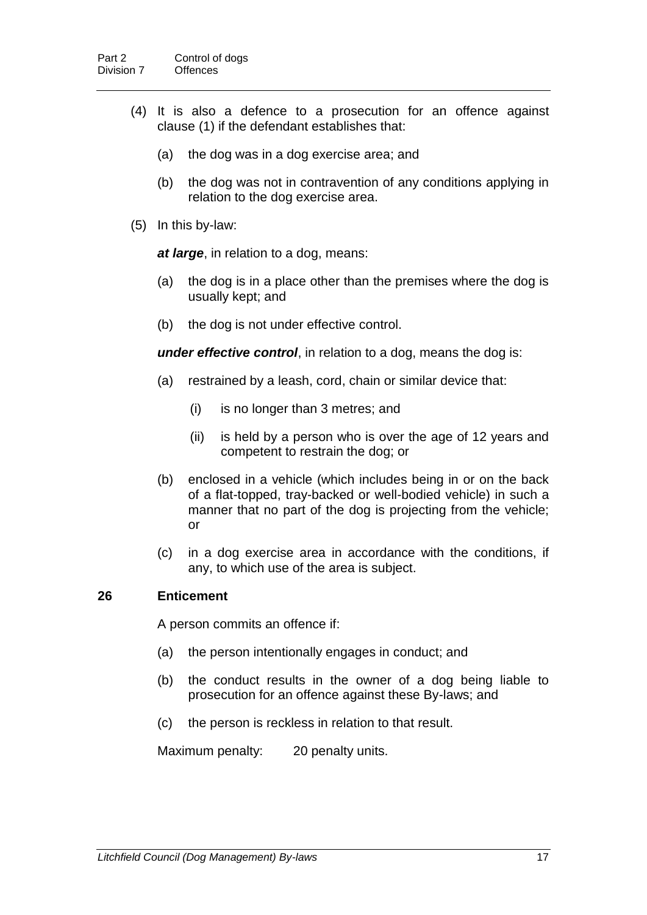(4) It is also a defence to a prosecution for an offence against clause (1) if the defendant establishes that:

(a) the dog was in a dog exercise area; and

(b) the dog was not in contravention of any conditions applying in relation to the dog exercise area.

(5) In this by-law:

***at large***, in relation to a dog, means:

(a) the dog is in a place other than the premises where the dog is usually kept; and

(b) the dog is not under effective control.

***under effective control***, in relation to a dog, means the dog is:

(a) restrained by a leash, cord, chain or similar device that:

(i) is no longer than 3 metres; and

(ii) is held by a person who is over the age of 12 years and competent to restrain the dog; or

(b) enclosed in a vehicle (which includes being in or on the back of a flat-topped, tray-backed or well-bodied vehicle) in such a manner that no part of the dog is projecting from the vehicle; or

(c) in a dog exercise area in accordance with the conditions, if any, to which use of the area is subject.

### 26 Enticement

A person commits an offence if:

(a) the person intentionally engages in conduct; and

(b) the conduct results in the owner of a dog being liable to prosecution for an offence against these By-laws; and

(c) the person is reckless in relation to that result.

Maximum penalty: 20 penalty units.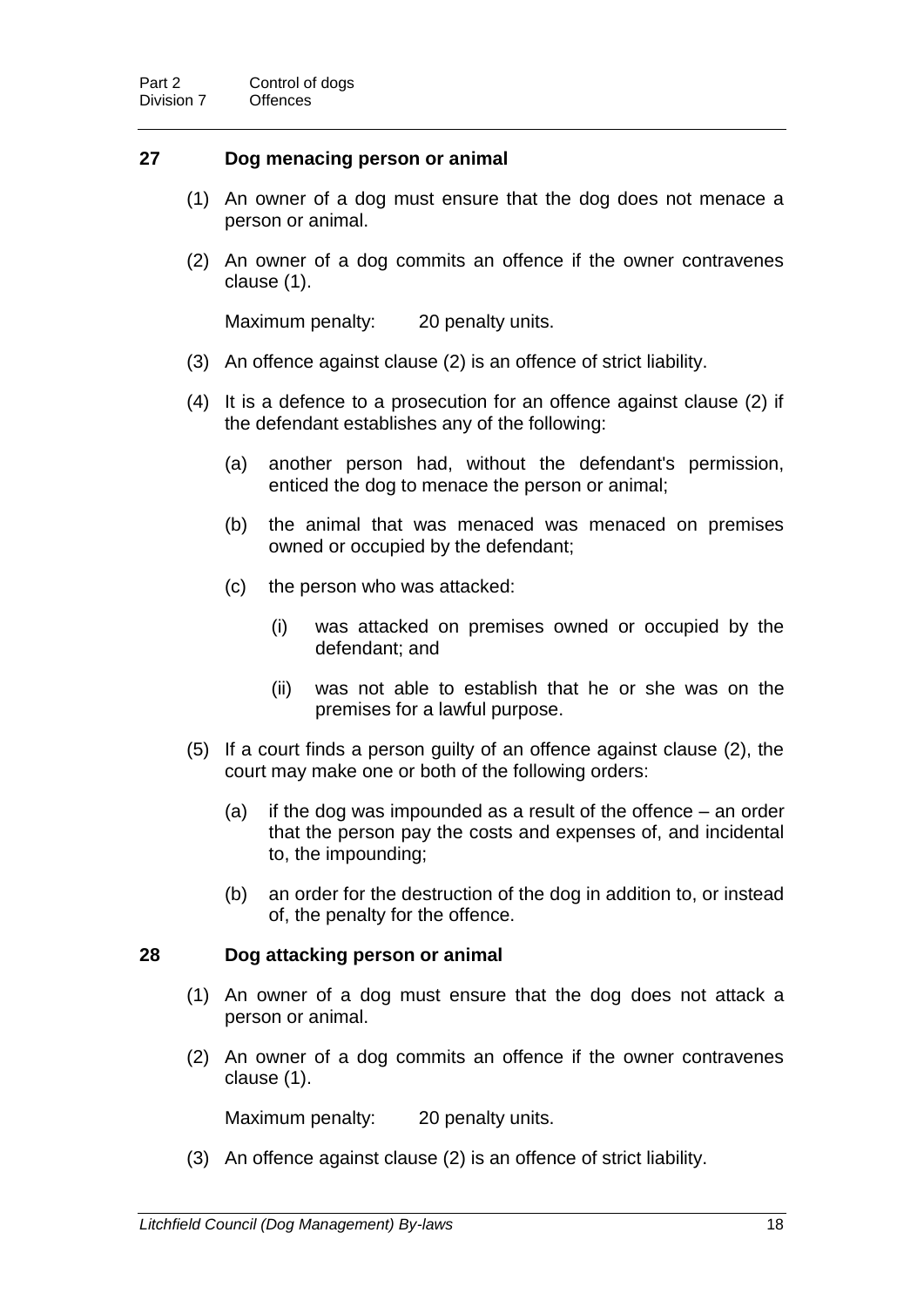## 27 Dog menacing person or animal

(1) An owner of a dog must ensure that the dog does not menace a person or animal.

(2) An owner of a dog commits an offence if the owner contravenes clause (1).

Maximum penalty: 20 penalty units.

(3) An offence against clause (2) is an offence of strict liability.

(4) It is a defence to a prosecution for an offence against clause (2) if the defendant establishes any of the following:

(a) another person had, without the defendant's permission, enticed the dog to menace the person or animal;

(b) the animal that was menaced was menaced on premises owned or occupied by the defendant;

(c) the person who was attacked:

(i) was attacked on premises owned or occupied by the defendant; and

(ii) was not able to establish that he or she was on the premises for a lawful purpose.

(5) If a court finds a person guilty of an offence against clause (2), the court may make one or both of the following orders:

(a) if the dog was impounded as a result of the offence – an order that the person pay the costs and expenses of, and incidental to, the impounding;

(b) an order for the destruction of the dog in addition to, or instead of, the penalty for the offence.

## 28 Dog attacking person or animal

(1) An owner of a dog must ensure that the dog does not attack a person or animal.

(2) An owner of a dog commits an offence if the owner contravenes clause (1).

Maximum penalty: 20 penalty units.

(3) An offence against clause (2) is an offence of strict liability.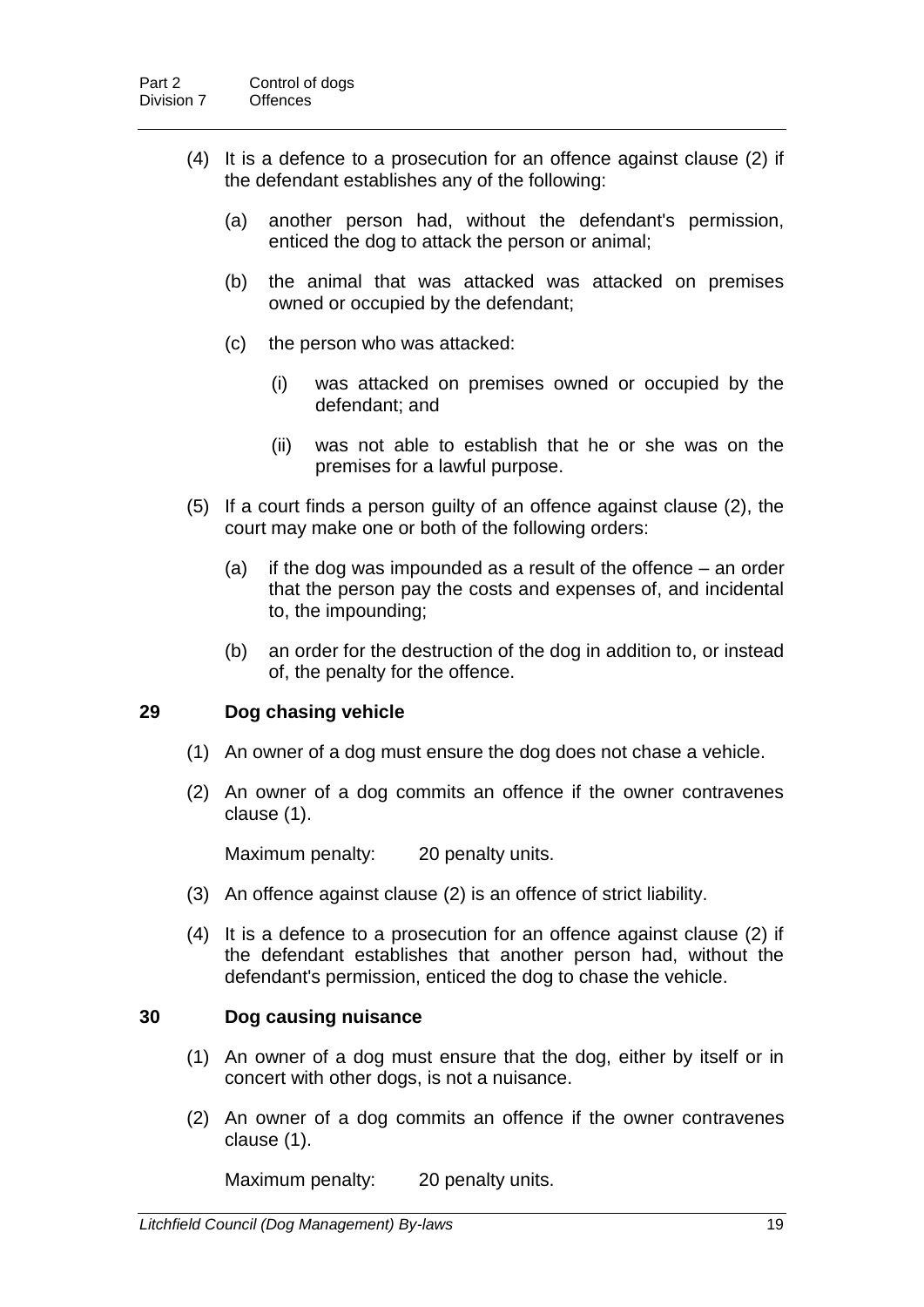(4) It is a defence to a prosecution for an offence against clause (2) if the defendant establishes any of the following:

(a) another person had, without the defendant's permission, enticed the dog to attack the person or animal;

(b) the animal that was attacked was attacked on premises owned or occupied by the defendant;

(c) the person who was attacked:

(i) was attacked on premises owned or occupied by the defendant; and

(ii) was not able to establish that he or she was on the premises for a lawful purpose.

(5) If a court finds a person guilty of an offence against clause (2), the court may make one or both of the following orders:

(a) if the dog was impounded as a result of the offence – an order that the person pay the costs and expenses of, and incidental to, the impounding;

(b) an order for the destruction of the dog in addition to, or instead of, the penalty for the offence.

### 29 Dog chasing vehicle

(1) An owner of a dog must ensure the dog does not chase a vehicle.

(2) An owner of a dog commits an offence if the owner contravenes clause (1).

Maximum penalty: 20 penalty units.

(3) An offence against clause (2) is an offence of strict liability.

(4) It is a defence to a prosecution for an offence against clause (2) if the defendant establishes that another person had, without the defendant's permission, enticed the dog to chase the vehicle.

### 30 Dog causing nuisance

(1) An owner of a dog must ensure that the dog, either by itself or in concert with other dogs, is not a nuisance.

(2) An owner of a dog commits an offence if the owner contravenes clause (1).

Maximum penalty: 20 penalty units.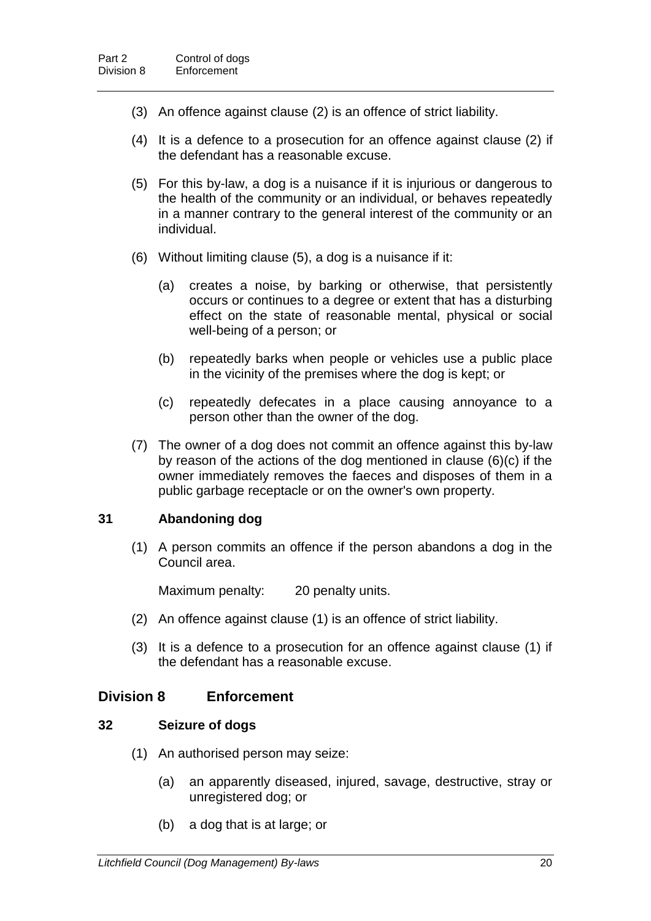(3) An offence against clause (2) is an offence of strict liability.

(4) It is a defence to a prosecution for an offence against clause (2) if the defendant has a reasonable excuse.

(5) For this by-law, a dog is a nuisance if it is injurious or dangerous to the health of the community or an individual, or behaves repeatedly in a manner contrary to the general interest of the community or an individual.

(6) Without limiting clause (5), a dog is a nuisance if it:

  (a) creates a noise, by barking or otherwise, that persistently occurs or continues to a degree or extent that has a disturbing effect on the state of reasonable mental, physical or social well-being of a person; or

  (b) repeatedly barks when people or vehicles use a public place in the vicinity of the premises where the dog is kept; or

  (c) repeatedly defecates in a place causing annoyance to a person other than the owner of the dog.

(7) The owner of a dog does not commit an offence against this by-law by reason of the actions of the dog mentioned in clause (6)(c) if the owner immediately removes the faeces and disposes of them in a public garbage receptacle or on the owner's own property.

### 31 Abandoning dog

(1) A person commits an offence if the person abandons a dog in the Council area.

Maximum penalty: 20 penalty units.

(2) An offence against clause (1) is an offence of strict liability.

(3) It is a defence to a prosecution for an offence against clause (1) if the defendant has a reasonable excuse.

## Division 8 Enforcement

### 32 Seizure of dogs

(1) An authorised person may seize:

  (a) an apparently diseased, injured, savage, destructive, stray or unregistered dog; or

  (b) a dog that is at large; or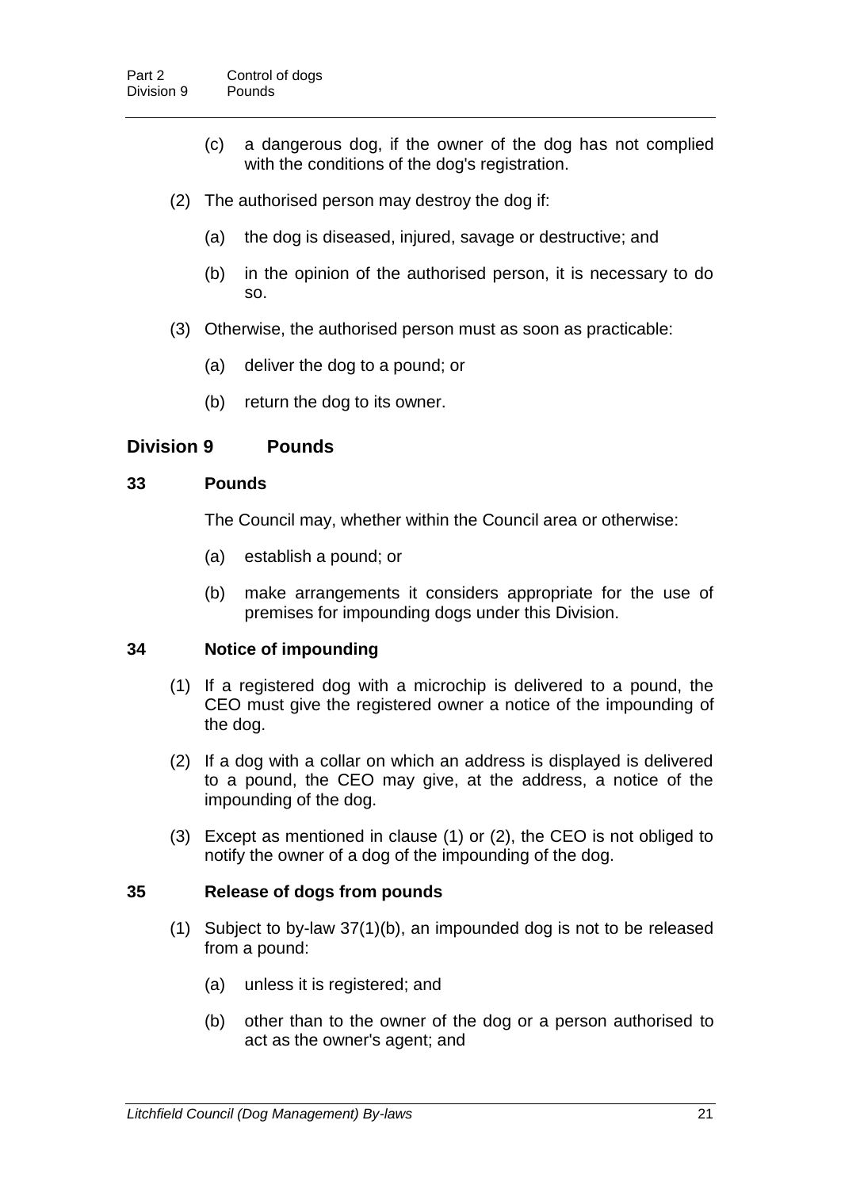(c) a dangerous dog, if the owner of the dog has not complied with the conditions of the dog's registration.

(2) The authorised person may destroy the dog if:

(a) the dog is diseased, injured, savage or destructive; and

(b) in the opinion of the authorised person, it is necessary to do so.

(3) Otherwise, the authorised person must as soon as practicable:

(a) deliver the dog to a pound; or

(b) return the dog to its owner.

## Division 9 Pounds

### 33 Pounds

The Council may, whether within the Council area or otherwise:

(a) establish a pound; or

(b) make arrangements it considers appropriate for the use of premises for impounding dogs under this Division.

### 34 Notice of impounding

(1) If a registered dog with a microchip is delivered to a pound, the CEO must give the registered owner a notice of the impounding of the dog.

(2) If a dog with a collar on which an address is displayed is delivered to a pound, the CEO may give, at the address, a notice of the impounding of the dog.

(3) Except as mentioned in clause (1) or (2), the CEO is not obliged to notify the owner of a dog of the impounding of the dog.

### 35 Release of dogs from pounds

(1) Subject to by-law 37(1)(b), an impounded dog is not to be released from a pound:

(a) unless it is registered; and

(b) other than to the owner of the dog or a person authorised to act as the owner's agent; and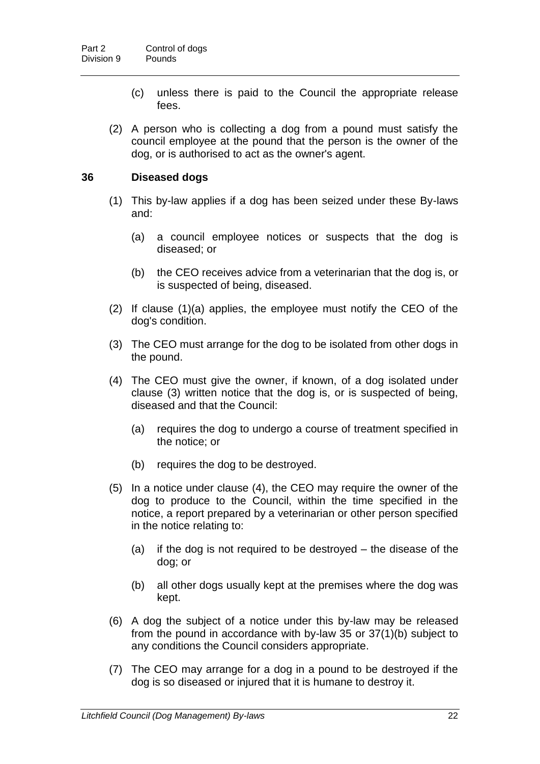(c) unless there is paid to the Council the appropriate release fees.

(2) A person who is collecting a dog from a pound must satisfy the council employee at the pound that the person is the owner of the dog, or is authorised to act as the owner's agent.

### 36 Diseased dogs

(1) This by-law applies if a dog has been seized under these By-laws and:

(a) a council employee notices or suspects that the dog is diseased; or

(b) the CEO receives advice from a veterinarian that the dog is, or is suspected of being, diseased.

(2) If clause (1)(a) applies, the employee must notify the CEO of the dog's condition.

(3) The CEO must arrange for the dog to be isolated from other dogs in the pound.

(4) The CEO must give the owner, if known, of a dog isolated under clause (3) written notice that the dog is, or is suspected of being, diseased and that the Council:

(a) requires the dog to undergo a course of treatment specified in the notice; or

(b) requires the dog to be destroyed.

(5) In a notice under clause (4), the CEO may require the owner of the dog to produce to the Council, within the time specified in the notice, a report prepared by a veterinarian or other person specified in the notice relating to:

(a) if the dog is not required to be destroyed – the disease of the dog; or

(b) all other dogs usually kept at the premises where the dog was kept.

(6) A dog the subject of a notice under this by-law may be released from the pound in accordance with by-law 35 or 37(1)(b) subject to any conditions the Council considers appropriate.

(7) The CEO may arrange for a dog in a pound to be destroyed if the dog is so diseased or injured that it is humane to destroy it.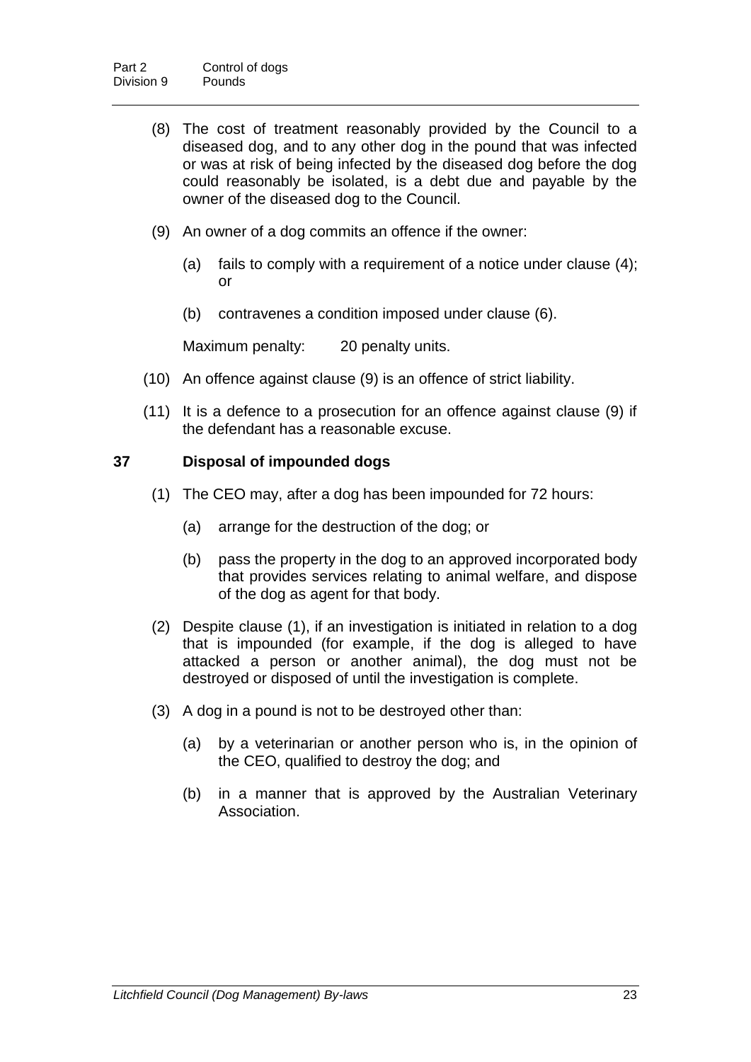(8) The cost of treatment reasonably provided by the Council to a diseased dog, and to any other dog in the pound that was infected or was at risk of being infected by the diseased dog before the dog could reasonably be isolated, is a debt due and payable by the owner of the diseased dog to the Council.

(9) An owner of a dog commits an offence if the owner:

(a) fails to comply with a requirement of a notice under clause (4); or

(b) contravenes a condition imposed under clause (6).

Maximum penalty: 20 penalty units.

(10) An offence against clause (9) is an offence of strict liability.

(11) It is a defence to a prosecution for an offence against clause (9) if the defendant has a reasonable excuse.

## 37 Disposal of impounded dogs

(1) The CEO may, after a dog has been impounded for 72 hours:

(a) arrange for the destruction of the dog; or

(b) pass the property in the dog to an approved incorporated body that provides services relating to animal welfare, and dispose of the dog as agent for that body.

(2) Despite clause (1), if an investigation is initiated in relation to a dog that is impounded (for example, if the dog is alleged to have attacked a person or another animal), the dog must not be destroyed or disposed of until the investigation is complete.

(3) A dog in a pound is not to be destroyed other than:

(a) by a veterinarian or another person who is, in the opinion of the CEO, qualified to destroy the dog; and

(b) in a manner that is approved by the Australian Veterinary Association.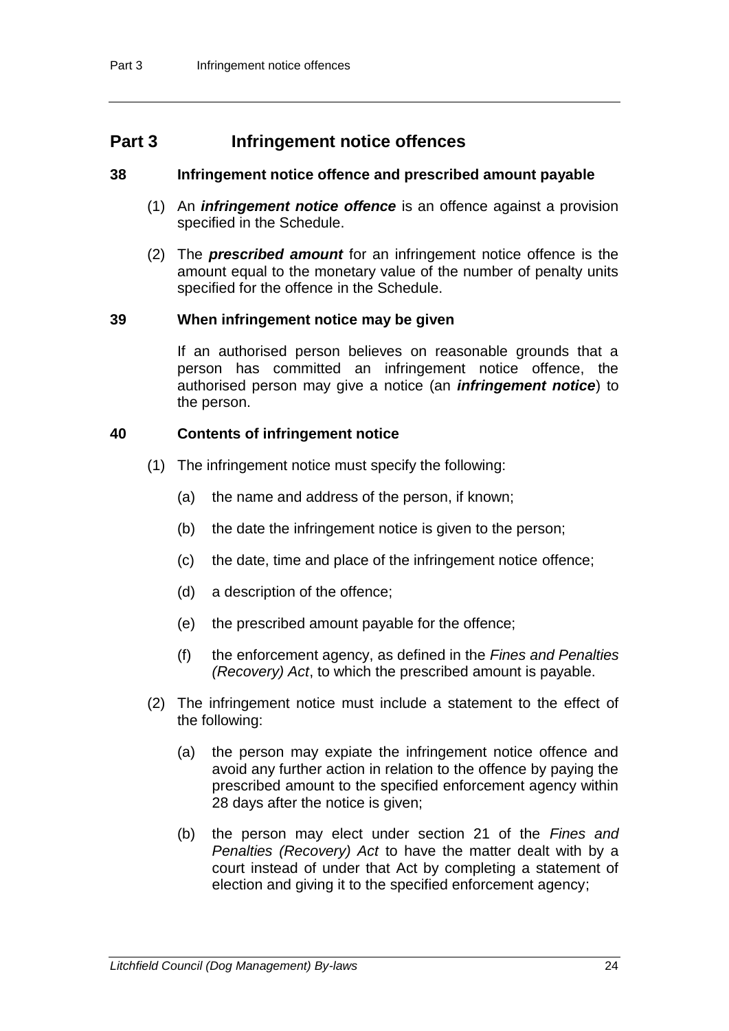## Part 3 Infringement notice offences

### 38 Infringement notice offence and prescribed amount payable

(1) An ***infringement notice offence*** is an offence against a provision specified in the Schedule.

(2) The ***prescribed amount*** for an infringement notice offence is the amount equal to the monetary value of the number of penalty units specified for the offence in the Schedule.

### 39 When infringement notice may be given

If an authorised person believes on reasonable grounds that a person has committed an infringement notice offence, the authorised person may give a notice (an ***infringement notice***) to the person.

### 40 Contents of infringement notice

(1) The infringement notice must specify the following:

(a) the name and address of the person, if known;

(b) the date the infringement notice is given to the person;

(c) the date, time and place of the infringement notice offence;

(d) a description of the offence;

(e) the prescribed amount payable for the offence;

(f) the enforcement agency, as defined in the *Fines and Penalties (Recovery) Act*, to which the prescribed amount is payable.

(2) The infringement notice must include a statement to the effect of the following:

(a) the person may expiate the infringement notice offence and avoid any further action in relation to the offence by paying the prescribed amount to the specified enforcement agency within 28 days after the notice is given;

(b) the person may elect under section 21 of the *Fines and Penalties (Recovery) Act* to have the matter dealt with by a court instead of under that Act by completing a statement of election and giving it to the specified enforcement agency;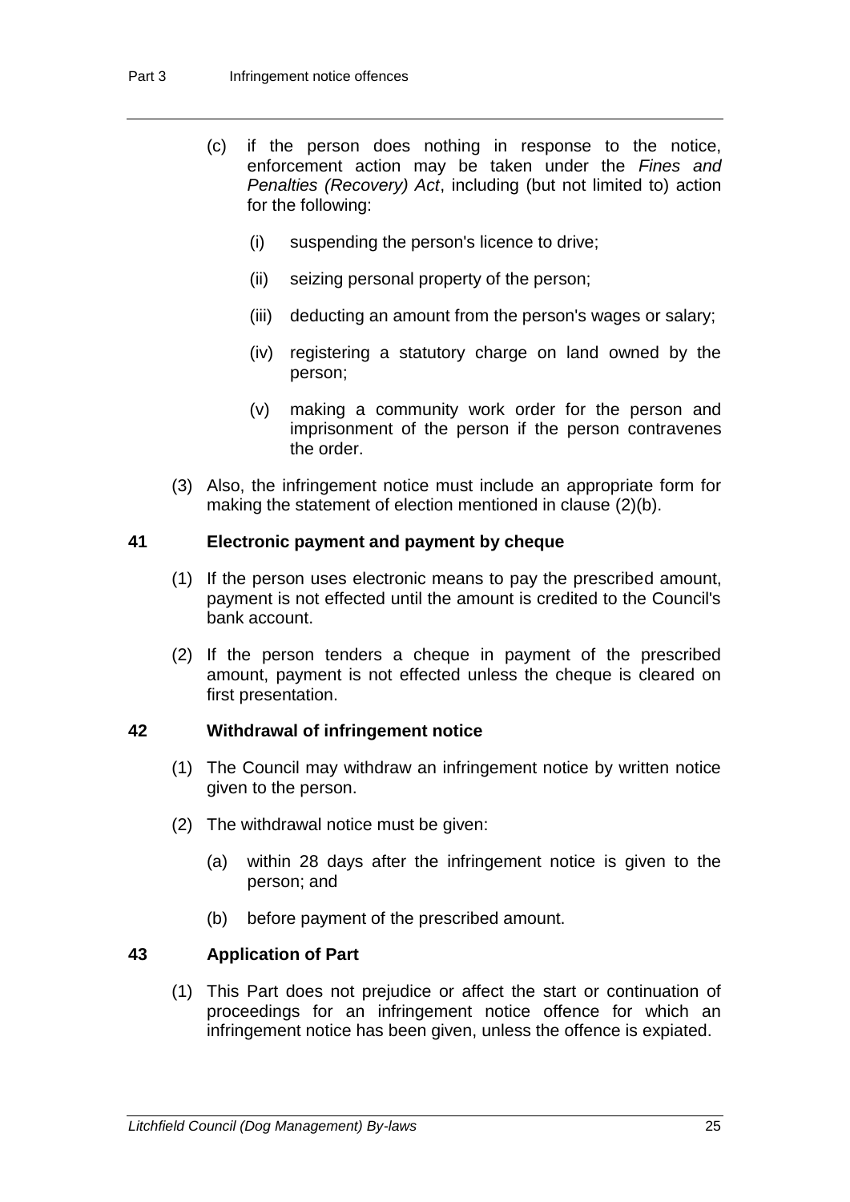(c) if the person does nothing in response to the notice, enforcement action may be taken under the *Fines and Penalties (Recovery) Act*, including (but not limited to) action for the following:

(i) suspending the person's licence to drive;

(ii) seizing personal property of the person;

(iii) deducting an amount from the person's wages or salary;

(iv) registering a statutory charge on land owned by the person;

(v) making a community work order for the person and imprisonment of the person if the person contravenes the order.

(3) Also, the infringement notice must include an appropriate form for making the statement of election mentioned in clause (2)(b).

### 41 Electronic payment and payment by cheque

(1) If the person uses electronic means to pay the prescribed amount, payment is not effected until the amount is credited to the Council's bank account.

(2) If the person tenders a cheque in payment of the prescribed amount, payment is not effected unless the cheque is cleared on first presentation.

### 42 Withdrawal of infringement notice

(1) The Council may withdraw an infringement notice by written notice given to the person.

(2) The withdrawal notice must be given:

(a) within 28 days after the infringement notice is given to the person; and

(b) before payment of the prescribed amount.

### 43 Application of Part

(1) This Part does not prejudice or affect the start or continuation of proceedings for an infringement notice offence for which an infringement notice has been given, unless the offence is expiated.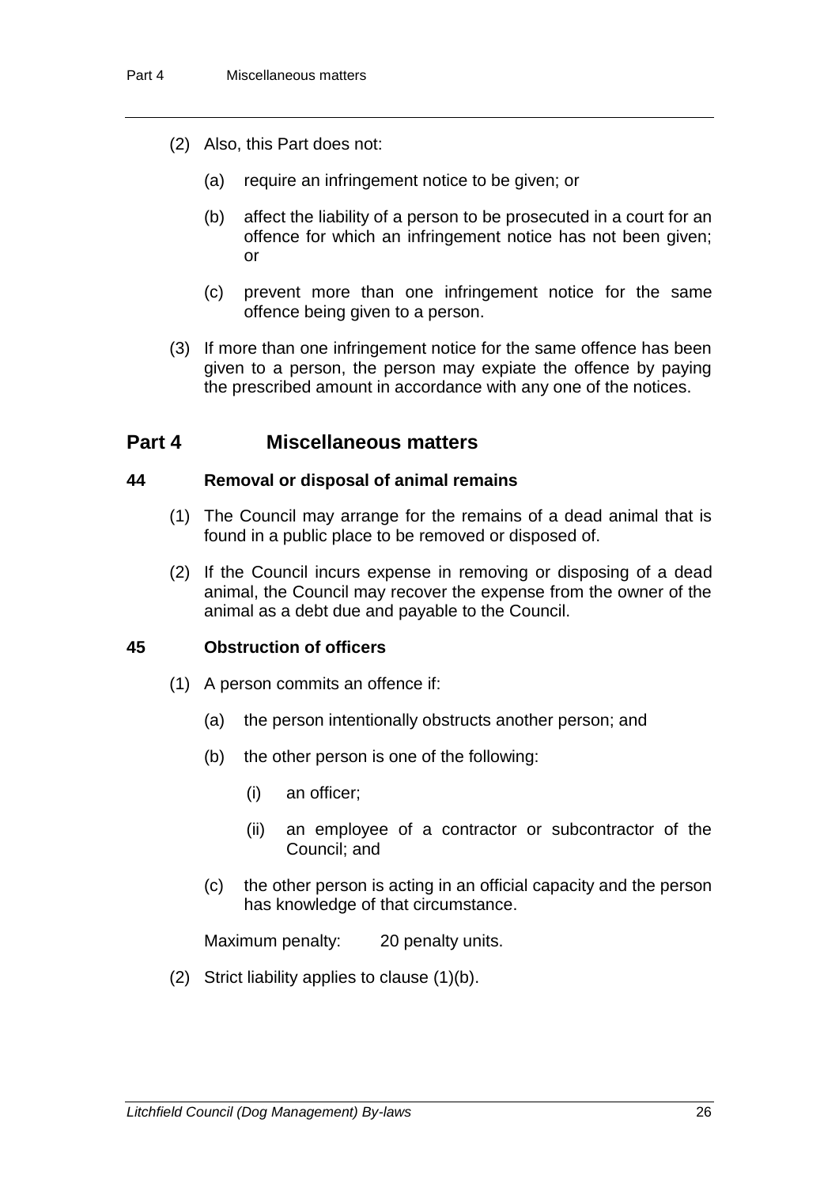(2) Also, this Part does not:

(a) require an infringement notice to be given; or

(b) affect the liability of a person to be prosecuted in a court for an offence for which an infringement notice has not been given; or

(c) prevent more than one infringement notice for the same offence being given to a person.

(3) If more than one infringement notice for the same offence has been given to a person, the person may expiate the offence by paying the prescribed amount in accordance with any one of the notices.

## Part 4 Miscellaneous matters

### 44 Removal or disposal of animal remains

(1) The Council may arrange for the remains of a dead animal that is found in a public place to be removed or disposed of.

(2) If the Council incurs expense in removing or disposing of a dead animal, the Council may recover the expense from the owner of the animal as a debt due and payable to the Council.

### 45 Obstruction of officers

(1) A person commits an offence if:

(a) the person intentionally obstructs another person; and

(b) the other person is one of the following:

(i) an officer;

(ii) an employee of a contractor or subcontractor of the Council; and

(c) the other person is acting in an official capacity and the person has knowledge of that circumstance.

Maximum penalty: 20 penalty units.

(2) Strict liability applies to clause (1)(b).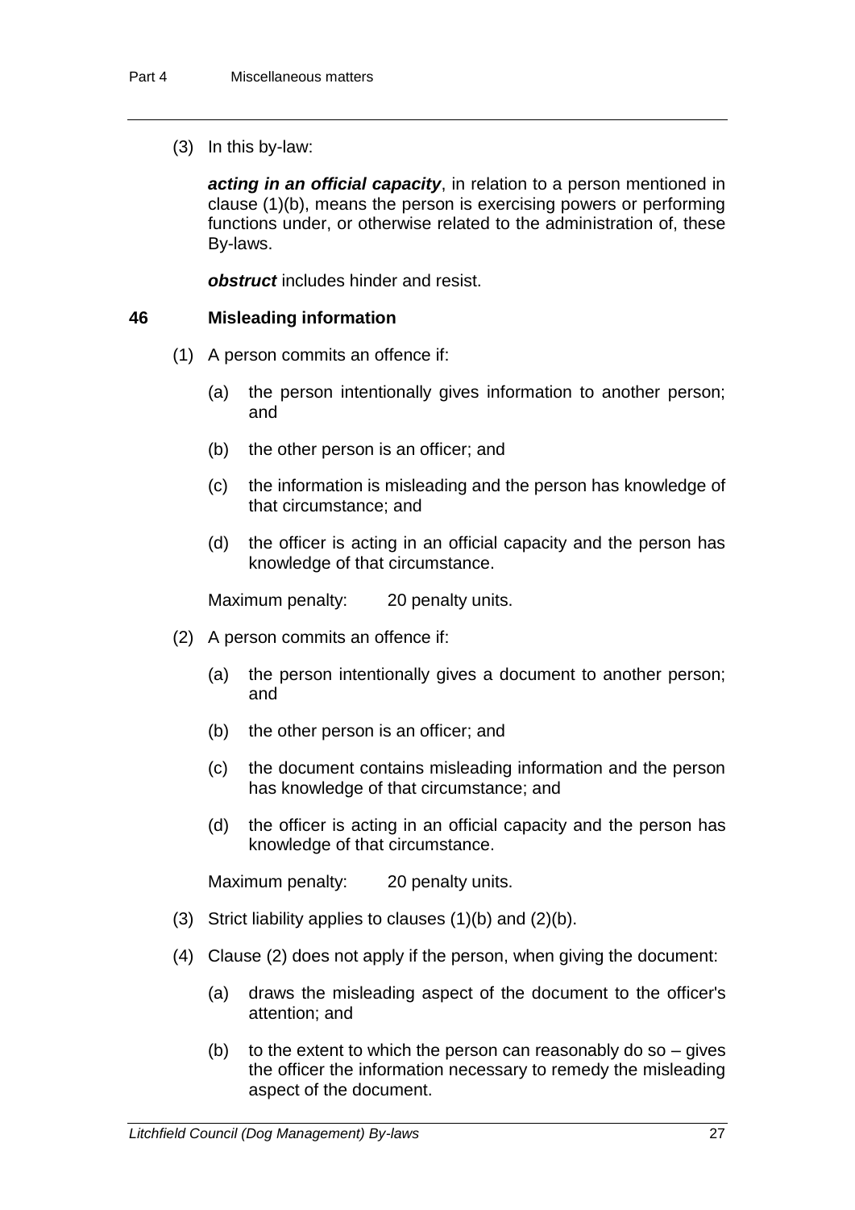(3) In this by-law:

***acting in an official capacity***, in relation to a person mentioned in clause (1)(b), means the person is exercising powers or performing functions under, or otherwise related to the administration of, these By-laws.

***obstruct*** includes hinder and resist.

## 46 Misleading information

(1) A person commits an offence if:

(a) the person intentionally gives information to another person; and

(b) the other person is an officer; and

(c) the information is misleading and the person has knowledge of that circumstance; and

(d) the officer is acting in an official capacity and the person has knowledge of that circumstance.

Maximum penalty: 20 penalty units.

(2) A person commits an offence if:

(a) the person intentionally gives a document to another person; and

(b) the other person is an officer; and

(c) the document contains misleading information and the person has knowledge of that circumstance; and

(d) the officer is acting in an official capacity and the person has knowledge of that circumstance.

Maximum penalty: 20 penalty units.

(3) Strict liability applies to clauses (1)(b) and (2)(b).

(4) Clause (2) does not apply if the person, when giving the document:

(a) draws the misleading aspect of the document to the officer's attention; and

(b) to the extent to which the person can reasonably do so – gives the officer the information necessary to remedy the misleading aspect of the document.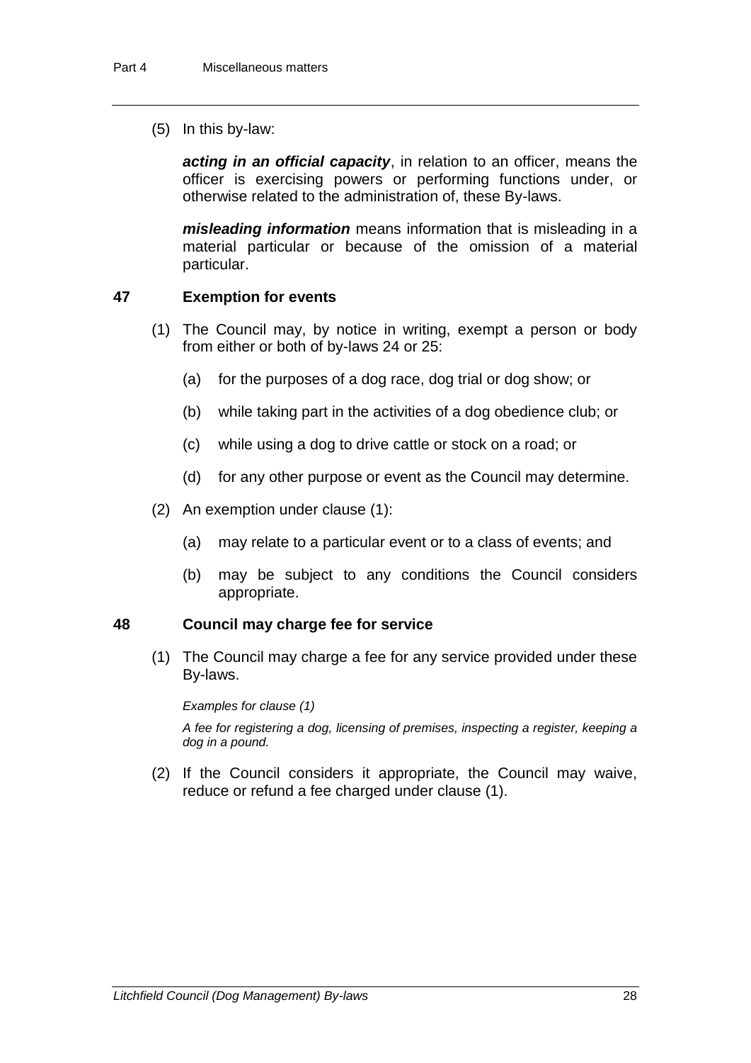(5) In this by-law:

***acting in an official capacity***, in relation to an officer, means the officer is exercising powers or performing functions under, or otherwise related to the administration of, these By-laws.

***misleading information*** means information that is misleading in a material particular or because of the omission of a material particular.

### 47 Exemption for events

(1) The Council may, by notice in writing, exempt a person or body from either or both of by-laws 24 or 25:

- (a) for the purposes of a dog race, dog trial or dog show; or
- (b) while taking part in the activities of a dog obedience club; or
- (c) while using a dog to drive cattle or stock on a road; or
- (d) for any other purpose or event as the Council may determine.

(2) An exemption under clause (1):

- (a) may relate to a particular event or to a class of events; and
- (b) may be subject to any conditions the Council considers appropriate.

### 48 Council may charge fee for service

(1) The Council may charge a fee for any service provided under these By-laws.

*Examples for clause (1)*

*A fee for registering a dog, licensing of premises, inspecting a register, keeping a dog in a pound.*

(2) If the Council considers it appropriate, the Council may waive, reduce or refund a fee charged under clause (1).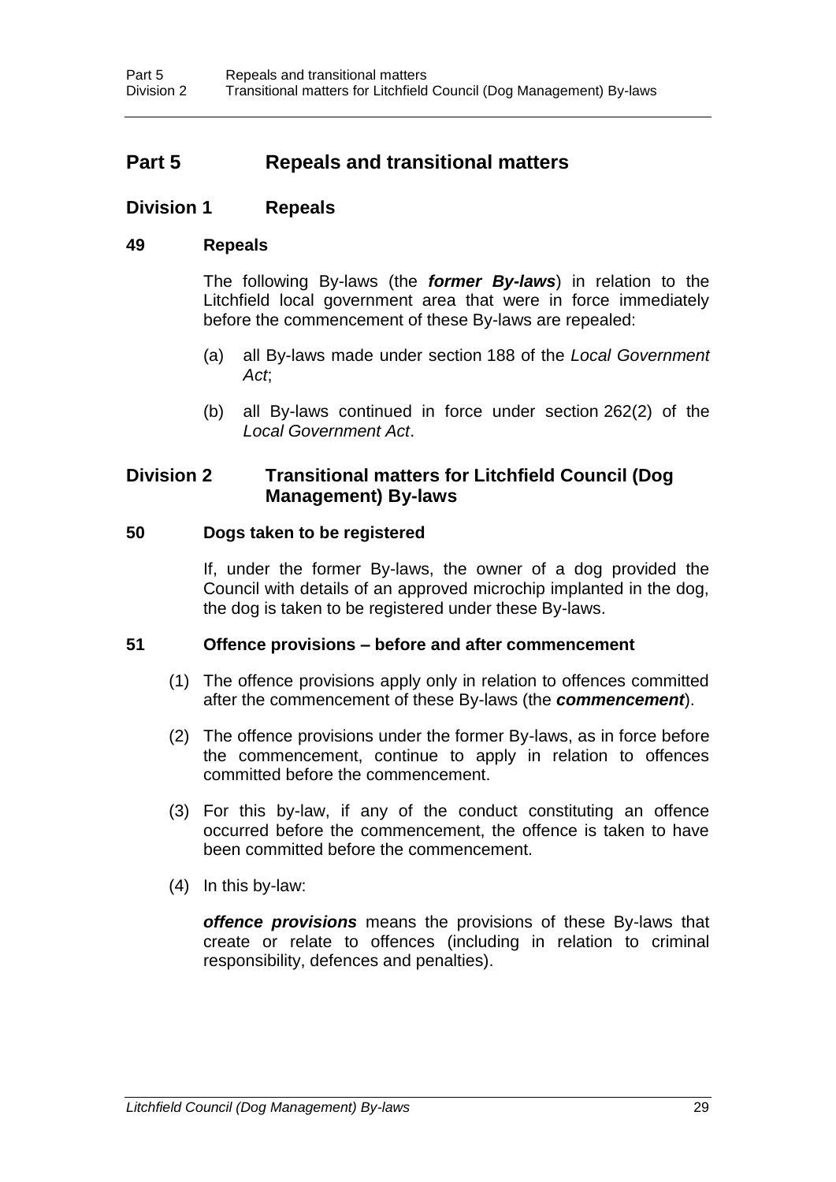# Part 5 Repeals and transitional matters

## Division 1 Repeals

### 49 Repeals

The following By-laws (the ***former By-laws***) in relation to the Litchfield local government area that were in force immediately before the commencement of these By-laws are repealed:

(a) all By-laws made under section 188 of the *Local Government Act*;

(b) all By-laws continued in force under section 262(2) of the *Local Government Act*.

## Division 2 Transitional matters for Litchfield Council (Dog Management) By-laws

### 50 Dogs taken to be registered

If, under the former By-laws, the owner of a dog provided the Council with details of an approved microchip implanted in the dog, the dog is taken to be registered under these By-laws.

### 51 Offence provisions – before and after commencement

(1) The offence provisions apply only in relation to offences committed after the commencement of these By-laws (the ***commencement***).

(2) The offence provisions under the former By-laws, as in force before the commencement, continue to apply in relation to offences committed before the commencement.

(3) For this by-law, if any of the conduct constituting an offence occurred before the commencement, the offence is taken to have been committed before the commencement.

(4) In this by-law:

***offence provisions*** means the provisions of these By-laws that create or relate to offences (including in relation to criminal responsibility, defences and penalties).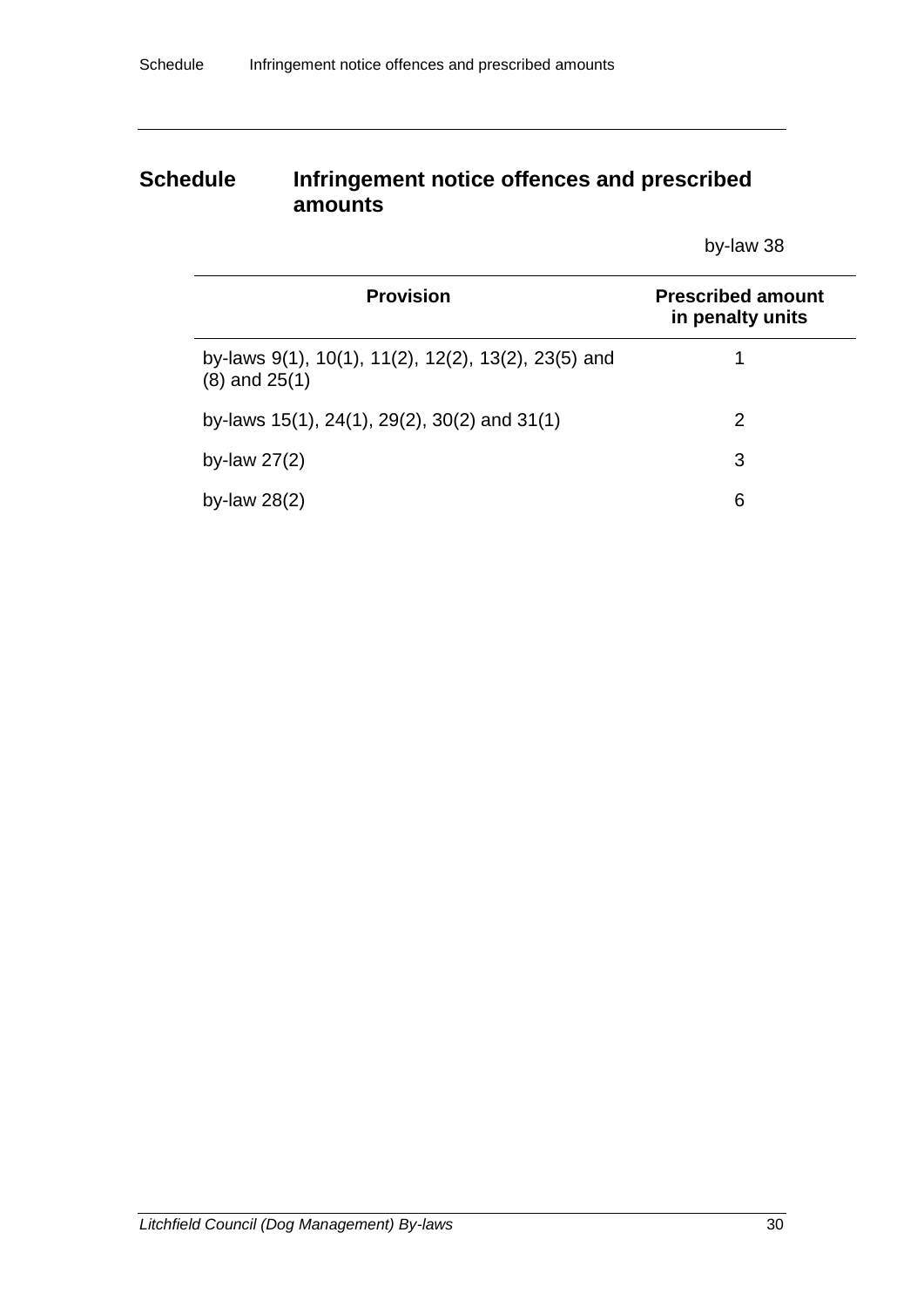# Schedule Infringement notice offences and prescribed amounts

by-law 38

| Provision | Prescribed amount in penalty units |
|---|---|
| by-laws 9(1), 10(1), 11(2), 12(2), 13(2), 23(5) and (8) and 25(1) | 1 |
| by-laws 15(1), 24(1), 29(2), 30(2) and 31(1) | 2 |
| by-law 27(2) | 3 |
| by-law 28(2) | 6 |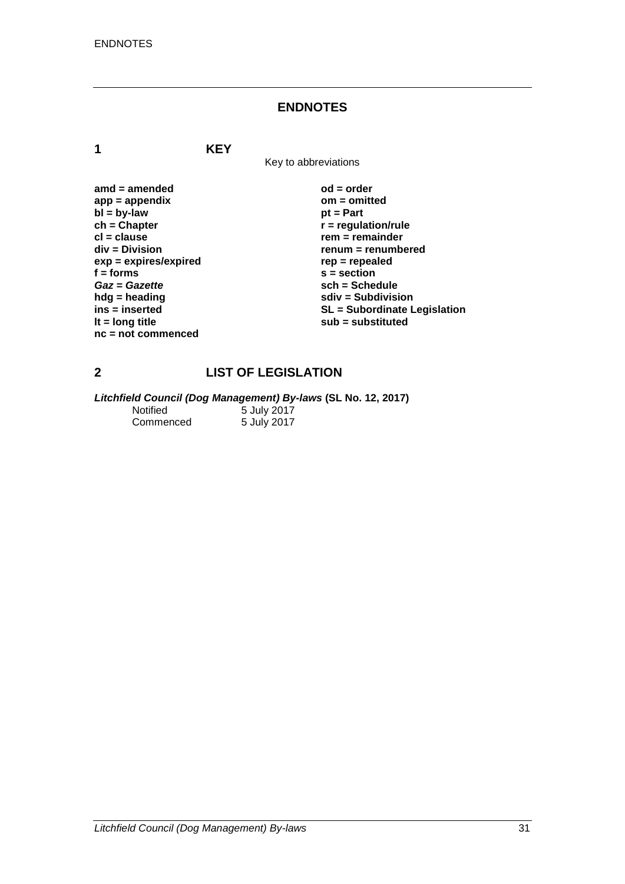# ENDNOTES

## 1 KEY

Key to abbreviations

| | |
|---|---|
| **amd = amended** | **od = order** |
| **app = appendix** | **om = omitted** |
| **bl = by-law** | **pt = Part** |
| **ch = Chapter** | **r = regulation/rule** |
| **cl = clause** | **rem = remainder** |
| **div = Division** | **renum = renumbered** |
| **exp = expires/expired** | **rep = repealed** |
| **f = forms** | **s = section** |
| ***Gaz* = *Gazette*** | **sch = Schedule** |
| **hdg = heading** | **sdiv = Subdivision** |
| **ins = inserted** | **SL = Subordinate Legislation** |
| **lt = long title** | **sub = substituted** |
| **nc = not commenced** | |

## 2 LIST OF LEGISLATION

***Litchfield Council (Dog Management) By-laws* (SL No. 12, 2017)**

| | |
|---|---|
| Notified | 5 July 2017 |
| Commenced | 5 July 2017 |